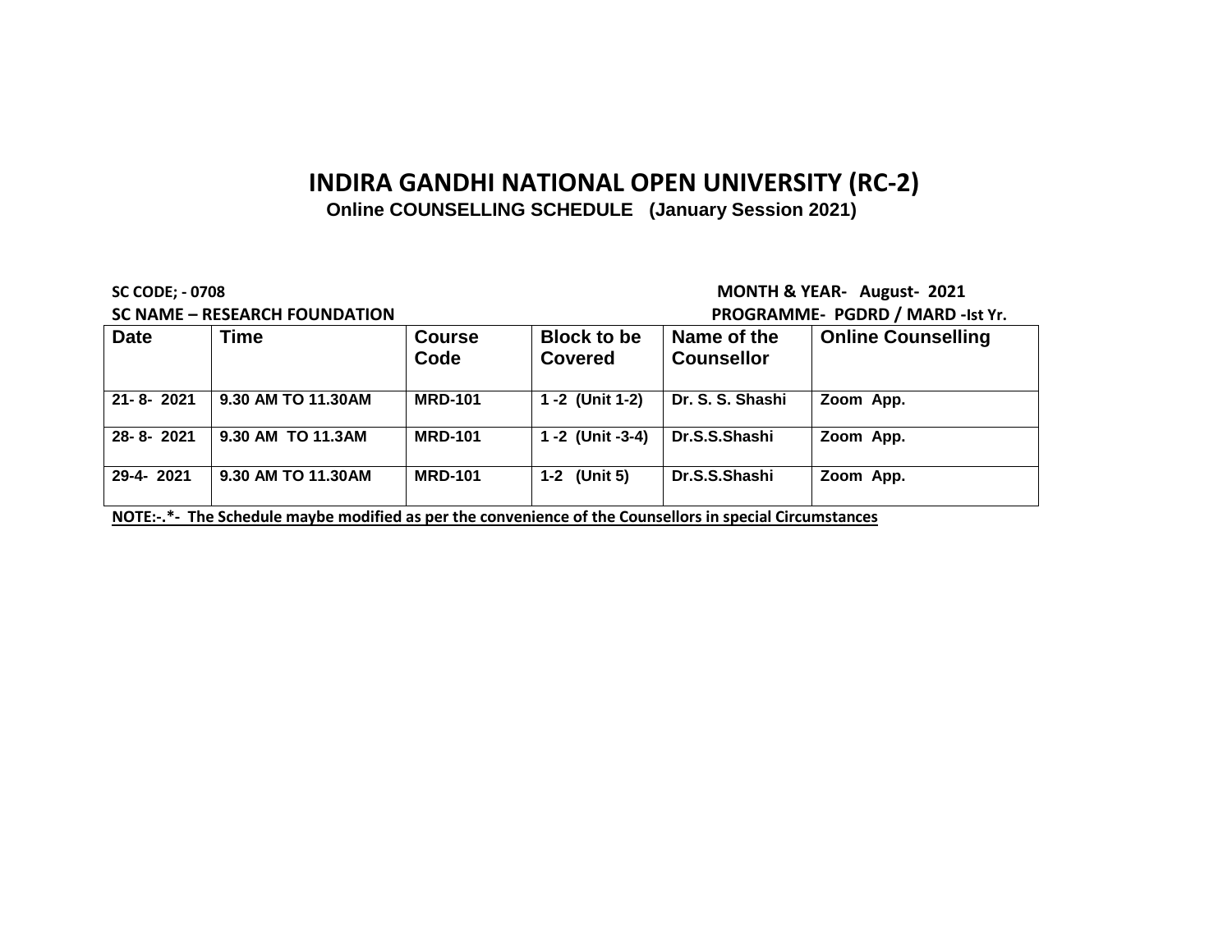# INDIRA GANDHI NATIONAL OPEN UNIVERSITY (RC-2)

**Online COUNSELLING SCHEDULE (January Session 2021)**

**SC CODE; - 0708** **MONTH & YEAR- August- 2021**

**SC NAME – RESEARCH FOUNDATION** **PROGRAMME- PGDRD / MARD -Ist Yr.**

| Date | Time | Course Code | Block to be Covered | Name of the Counsellor | Online Counselling |
|---|---|---|---|---|---|
| 21- 8- 2021 | 9.30 AM TO 11.30AM | MRD-101 | 1 -2 (Unit 1-2) | Dr. S. S. Shashi | Zoom App. |
| 28- 8- 2021 | 9.30 AM TO 11.3AM | MRD-101 | 1 -2 (Unit -3-4) | Dr.S.S.Shashi | Zoom App. |
| 29-4- 2021 | 9.30 AM TO 11.30AM | MRD-101 | 1-2 (Unit 5) | Dr.S.S.Shashi | Zoom App. |

**NOTE:-.*- The Schedule maybe modified as per the convenience of the Counsellors in special Circumstances**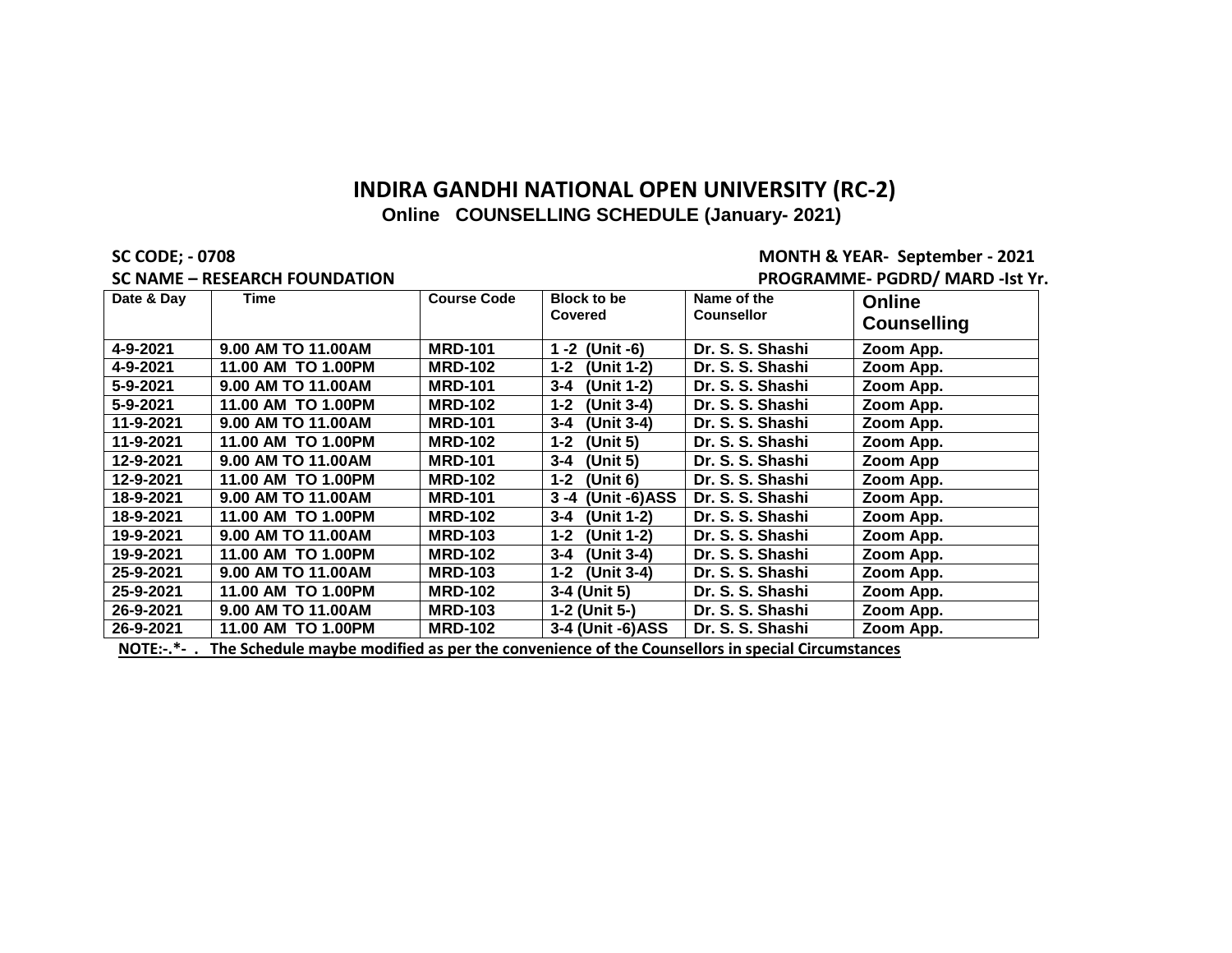# INDIRA GANDHI NATIONAL OPEN UNIVERSITY (RC-2)

**Online COUNSELLING SCHEDULE (January- 2021)**

**SC CODE; - 0708** **MONTH & YEAR- September - 2021**

**SC NAME – RESEARCH FOUNDATION** **PROGRAMME- PGDRD/ MARD -Ist Yr.**

| Date & Day | Time | Course Code | Block to be Covered | Name of the Counsellor | Online Counselling |
|---|---|---|---|---|---|
| 4-9-2021 | 9.00 AM TO 11.00AM | MRD-101 | 1 -2 (Unit -6) | Dr. S. S. Shashi | Zoom App. |
| 4-9-2021 | 11.00 AM TO 1.00PM | MRD-102 | 1-2 (Unit 1-2) | Dr. S. S. Shashi | Zoom App. |
| 5-9-2021 | 9.00 AM TO 11.00AM | MRD-101 | 3-4 (Unit 1-2) | Dr. S. S. Shashi | Zoom App. |
| 5-9-2021 | 11.00 AM TO 1.00PM | MRD-102 | 1-2 (Unit 3-4) | Dr. S. S. Shashi | Zoom App. |
| 11-9-2021 | 9.00 AM TO 11.00AM | MRD-101 | 3-4 (Unit 3-4) | Dr. S. S. Shashi | Zoom App. |
| 11-9-2021 | 11.00 AM TO 1.00PM | MRD-102 | 1-2 (Unit 5) | Dr. S. S. Shashi | Zoom App. |
| 12-9-2021 | 9.00 AM TO 11.00AM | MRD-101 | 3-4 (Unit 5) | Dr. S. S. Shashi | Zoom App |
| 12-9-2021 | 11.00 AM TO 1.00PM | MRD-102 | 1-2 (Unit 6) | Dr. S. S. Shashi | Zoom App. |
| 18-9-2021 | 9.00 AM TO 11.00AM | MRD-101 | 3 -4 (Unit -6)ASS | Dr. S. S. Shashi | Zoom App. |
| 18-9-2021 | 11.00 AM TO 1.00PM | MRD-102 | 3-4 (Unit 1-2) | Dr. S. S. Shashi | Zoom App. |
| 19-9-2021 | 9.00 AM TO 11.00AM | MRD-103 | 1-2 (Unit 1-2) | Dr. S. S. Shashi | Zoom App. |
| 19-9-2021 | 11.00 AM TO 1.00PM | MRD-102 | 3-4 (Unit 3-4) | Dr. S. S. Shashi | Zoom App. |
| 25-9-2021 | 9.00 AM TO 11.00AM | MRD-103 | 1-2 (Unit 3-4) | Dr. S. S. Shashi | Zoom App. |
| 25-9-2021 | 11.00 AM TO 1.00PM | MRD-102 | 3-4 (Unit 5) | Dr. S. S. Shashi | Zoom App. |
| 26-9-2021 | 9.00 AM TO 11.00AM | MRD-103 | 1-2 (Unit 5-) | Dr. S. S. Shashi | Zoom App. |
| 26-9-2021 | 11.00 AM TO 1.00PM | MRD-102 | 3-4 (Unit -6)ASS | Dr. S. S. Shashi | Zoom App. |

**NOTE:-.*- . The Schedule maybe modified as per the convenience of the Counsellors in special Circumstances**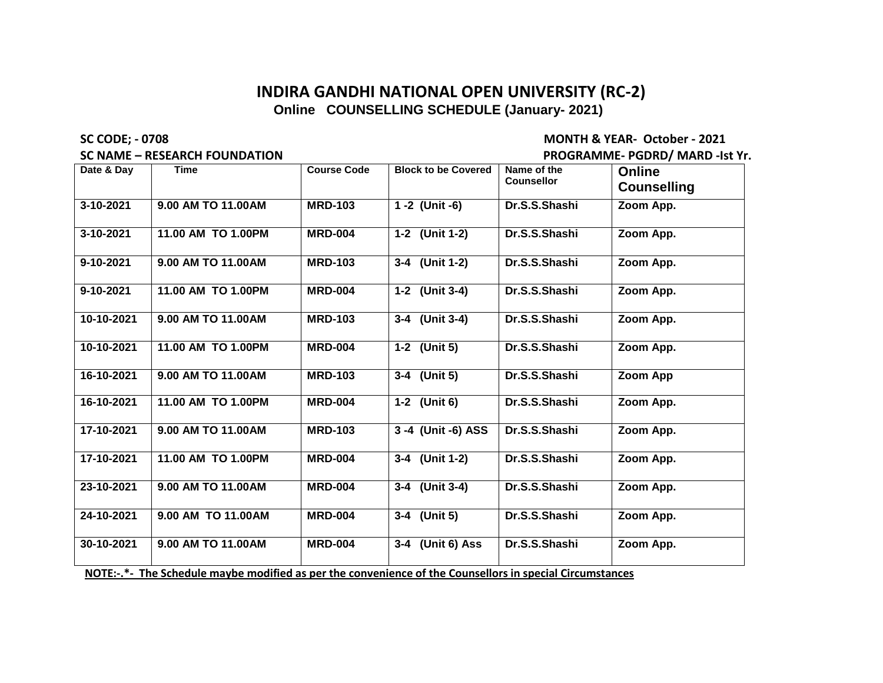# INDIRA GANDHI NATIONAL OPEN UNIVERSITY (RC-2)

**Online COUNSELLING SCHEDULE (January- 2021)**

**SC CODE; - 0708** **MONTH & YEAR- October - 2021**

**SC NAME – RESEARCH FOUNDATION** **PROGRAMME- PGDRD/ MARD -Ist Yr.**

| Date & Day | Time | Course Code | Block to be Covered | Name of the Counsellor | Online Counselling |
|---|---|---|---|---|---|
| 3-10-2021 | 9.00 AM TO 11.00AM | MRD-103 | 1 -2 (Unit -6) | Dr.S.S.Shashi | Zoom App. |
| 3-10-2021 | 11.00 AM TO 1.00PM | MRD-004 | 1-2 (Unit 1-2) | Dr.S.S.Shashi | Zoom App. |
| 9-10-2021 | 9.00 AM TO 11.00AM | MRD-103 | 3-4 (Unit 1-2) | Dr.S.S.Shashi | Zoom App. |
| 9-10-2021 | 11.00 AM TO 1.00PM | MRD-004 | 1-2 (Unit 3-4) | Dr.S.S.Shashi | Zoom App. |
| 10-10-2021 | 9.00 AM TO 11.00AM | MRD-103 | 3-4 (Unit 3-4) | Dr.S.S.Shashi | Zoom App. |
| 10-10-2021 | 11.00 AM TO 1.00PM | MRD-004 | 1-2 (Unit 5) | Dr.S.S.Shashi | Zoom App. |
| 16-10-2021 | 9.00 AM TO 11.00AM | MRD-103 | 3-4 (Unit 5) | Dr.S.S.Shashi | Zoom App |
| 16-10-2021 | 11.00 AM TO 1.00PM | MRD-004 | 1-2 (Unit 6) | Dr.S.S.Shashi | Zoom App. |
| 17-10-2021 | 9.00 AM TO 11.00AM | MRD-103 | 3 -4 (Unit -6) ASS | Dr.S.S.Shashi | Zoom App. |
| 17-10-2021 | 11.00 AM TO 1.00PM | MRD-004 | 3-4 (Unit 1-2) | Dr.S.S.Shashi | Zoom App. |
| 23-10-2021 | 9.00 AM TO 11.00AM | MRD-004 | 3-4 (Unit 3-4) | Dr.S.S.Shashi | Zoom App. |
| 24-10-2021 | 9.00 AM TO 11.00AM | MRD-004 | 3-4 (Unit 5) | Dr.S.S.Shashi | Zoom App. |
| 30-10-2021 | 9.00 AM TO 11.00AM | MRD-004 | 3-4 (Unit 6) Ass | Dr.S.S.Shashi | Zoom App. |

**NOTE:-.*- The Schedule maybe modified as per the convenience of the Counsellors in special Circumstances**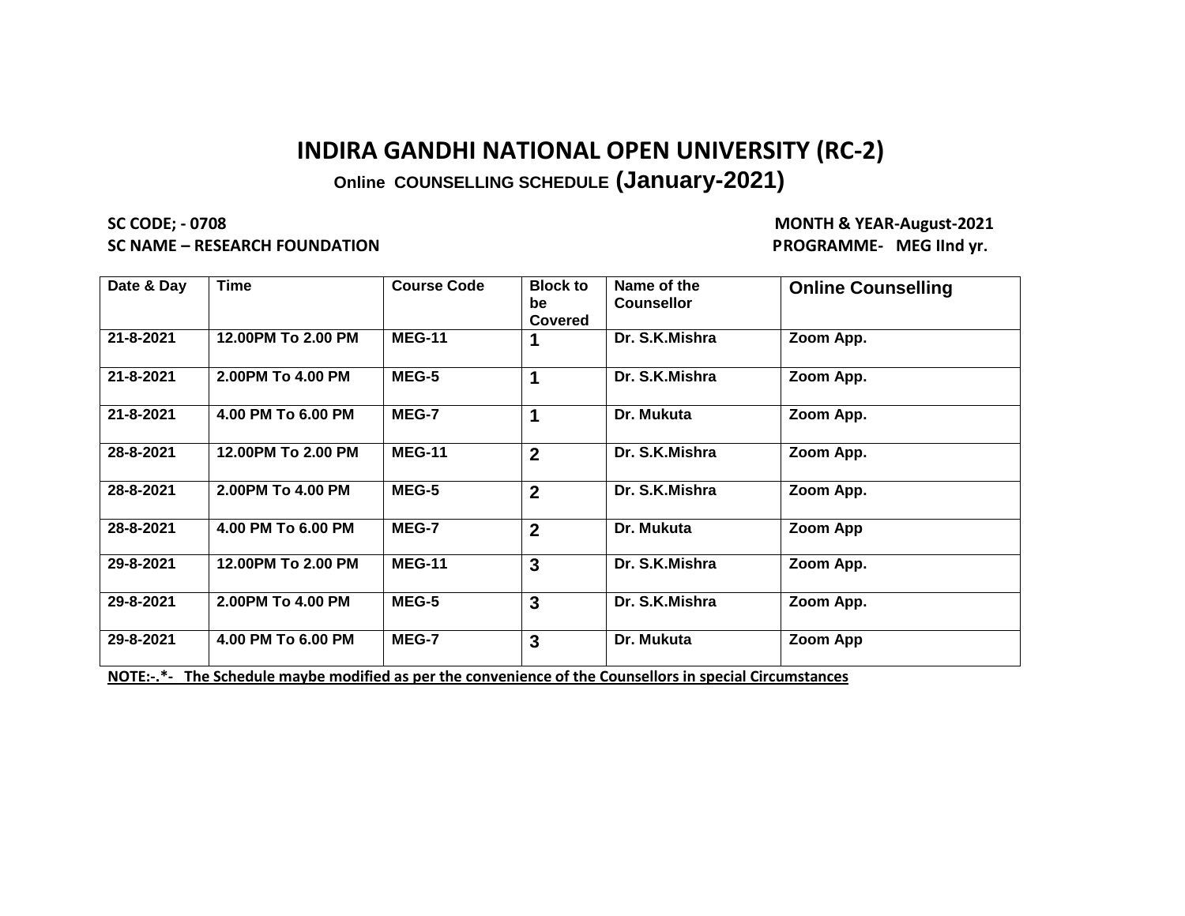# INDIRA GANDHI NATIONAL OPEN UNIVERSITY (RC-2)

## Online COUNSELLING SCHEDULE (January-2021)

**SC CODE; - 0708** **MONTH & YEAR-August-2021**

**SC NAME – RESEARCH FOUNDATION** **PROGRAMME- MEG IInd yr.**

| Date & Day | Time | Course Code | Block to be Covered | Name of the Counsellor | Online Counselling |
|---|---|---|---|---|---|
| 21-8-2021 | 12.00PM To 2.00 PM | MEG-11 | 1 | Dr. S.K.Mishra | Zoom App. |
| 21-8-2021 | 2.00PM To 4.00 PM | MEG-5 | 1 | Dr. S.K.Mishra | Zoom App. |
| 21-8-2021 | 4.00 PM To 6.00 PM | MEG-7 | 1 | Dr. Mukuta | Zoom App. |
| 28-8-2021 | 12.00PM To 2.00 PM | MEG-11 | 2 | Dr. S.K.Mishra | Zoom App. |
| 28-8-2021 | 2.00PM To 4.00 PM | MEG-5 | 2 | Dr. S.K.Mishra | Zoom App. |
| 28-8-2021 | 4.00 PM To 6.00 PM | MEG-7 | 2 | Dr. Mukuta | Zoom App |
| 29-8-2021 | 12.00PM To 2.00 PM | MEG-11 | 3 | Dr. S.K.Mishra | Zoom App. |
| 29-8-2021 | 2.00PM To 4.00 PM | MEG-5 | 3 | Dr. S.K.Mishra | Zoom App. |
| 29-8-2021 | 4.00 PM To 6.00 PM | MEG-7 | 3 | Dr. Mukuta | Zoom App |

**NOTE:-.*- The Schedule maybe modified as per the convenience of the Counsellors in special Circumstances**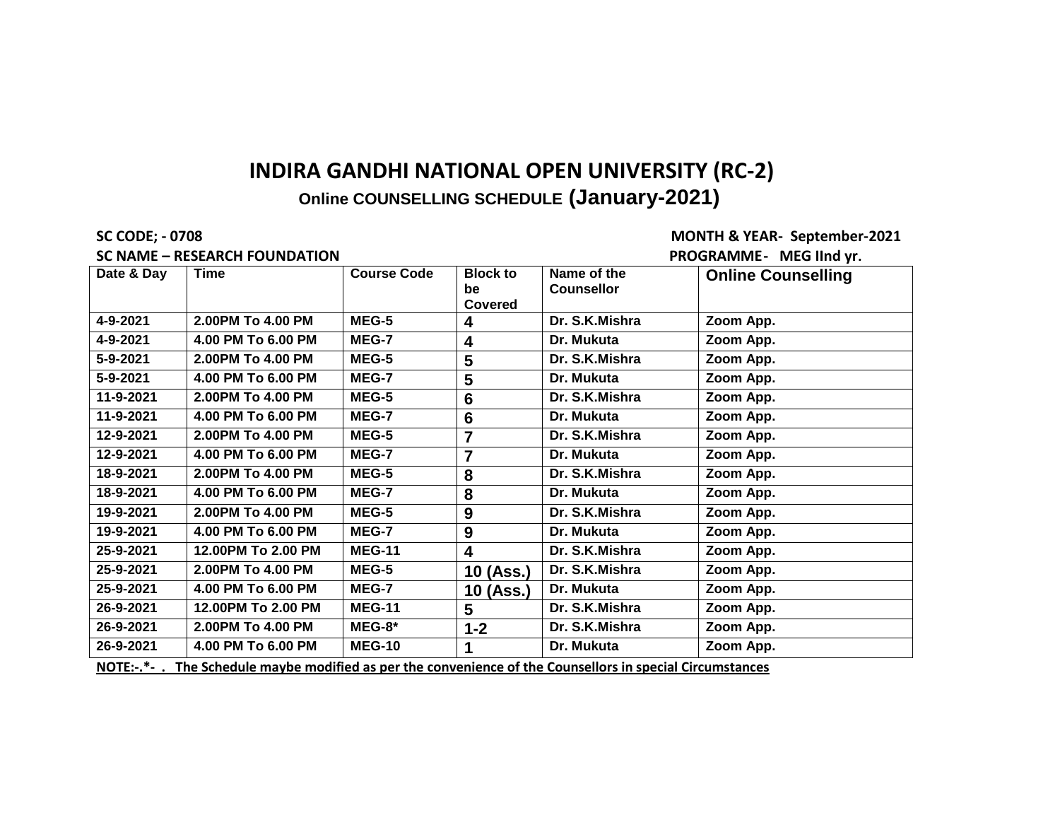# INDIRA GANDHI NATIONAL OPEN UNIVERSITY (RC-2)

## Online COUNSELLING SCHEDULE (January-2021)

**SC CODE; - 0708** **MONTH & YEAR- September-2021**

**SC NAME – RESEARCH FOUNDATION** **PROGRAMME- MEG IInd yr.**

| Date & Day | Time | Course Code | Block to be Covered | Name of the Counsellor | Online Counselling |
|---|---|---|---|---|---|
| 4-9-2021 | 2.00PM To 4.00 PM | MEG-5 | 4 | Dr. S.K.Mishra | Zoom App. |
| 4-9-2021 | 4.00 PM To 6.00 PM | MEG-7 | 4 | Dr. Mukuta | Zoom App. |
| 5-9-2021 | 2.00PM To 4.00 PM | MEG-5 | 5 | Dr. S.K.Mishra | Zoom App. |
| 5-9-2021 | 4.00 PM To 6.00 PM | MEG-7 | 5 | Dr. Mukuta | Zoom App. |
| 11-9-2021 | 2.00PM To 4.00 PM | MEG-5 | 6 | Dr. S.K.Mishra | Zoom App. |
| 11-9-2021 | 4.00 PM To 6.00 PM | MEG-7 | 6 | Dr. Mukuta | Zoom App. |
| 12-9-2021 | 2.00PM To 4.00 PM | MEG-5 | 7 | Dr. S.K.Mishra | Zoom App. |
| 12-9-2021 | 4.00 PM To 6.00 PM | MEG-7 | 7 | Dr. Mukuta | Zoom App. |
| 18-9-2021 | 2.00PM To 4.00 PM | MEG-5 | 8 | Dr. S.K.Mishra | Zoom App. |
| 18-9-2021 | 4.00 PM To 6.00 PM | MEG-7 | 8 | Dr. Mukuta | Zoom App. |
| 19-9-2021 | 2.00PM To 4.00 PM | MEG-5 | 9 | Dr. S.K.Mishra | Zoom App. |
| 19-9-2021 | 4.00 PM To 6.00 PM | MEG-7 | 9 | Dr. Mukuta | Zoom App. |
| 25-9-2021 | 12.00PM To 2.00 PM | MEG-11 | 4 | Dr. S.K.Mishra | Zoom App. |
| 25-9-2021 | 2.00PM To 4.00 PM | MEG-5 | 10 (Ass.) | Dr. S.K.Mishra | Zoom App. |
| 25-9-2021 | 4.00 PM To 6.00 PM | MEG-7 | 10 (Ass.) | Dr. Mukuta | Zoom App. |
| 26-9-2021 | 12.00PM To 2.00 PM | MEG-11 | 5 | Dr. S.K.Mishra | Zoom App. |
| 26-9-2021 | 2.00PM To 4.00 PM | MEG-8* | 1-2 | Dr. S.K.Mishra | Zoom App. |
| 26-9-2021 | 4.00 PM To 6.00 PM | MEG-10 | 1 | Dr. Mukuta | Zoom App. |

**NOTE:-.*- . The Schedule maybe modified as per the convenience of the Counsellors in special Circumstances**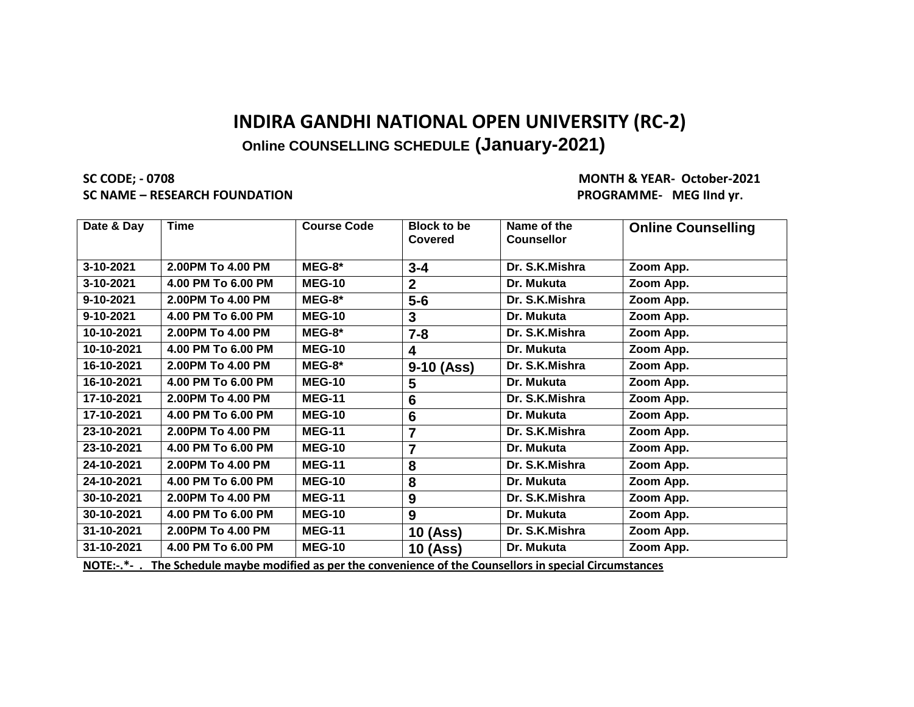# INDIRA GANDHI NATIONAL OPEN UNIVERSITY (RC-2)

## Online COUNSELLING SCHEDULE (January-2021)

**SC CODE; - 0708** **MONTH & YEAR- October-2021**

**SC NAME – RESEARCH FOUNDATION** **PROGRAMME- MEG IInd yr.**

| Date & Day | Time | Course Code | Block to be Covered | Name of the Counsellor | Online Counselling |
|---|---|---|---|---|---|
| 3-10-2021 | 2.00PM To 4.00 PM | MEG-8* | 3-4 | Dr. S.K.Mishra | Zoom App. |
| 3-10-2021 | 4.00 PM To 6.00 PM | MEG-10 | 2 | Dr. Mukuta | Zoom App. |
| 9-10-2021 | 2.00PM To 4.00 PM | MEG-8* | 5-6 | Dr. S.K.Mishra | Zoom App. |
| 9-10-2021 | 4.00 PM To 6.00 PM | MEG-10 | 3 | Dr. Mukuta | Zoom App. |
| 10-10-2021 | 2.00PM To 4.00 PM | MEG-8* | 7-8 | Dr. S.K.Mishra | Zoom App. |
| 10-10-2021 | 4.00 PM To 6.00 PM | MEG-10 | 4 | Dr. Mukuta | Zoom App. |
| 16-10-2021 | 2.00PM To 4.00 PM | MEG-8* | 9-10 (Ass) | Dr. S.K.Mishra | Zoom App. |
| 16-10-2021 | 4.00 PM To 6.00 PM | MEG-10 | 5 | Dr. Mukuta | Zoom App. |
| 17-10-2021 | 2.00PM To 4.00 PM | MEG-11 | 6 | Dr. S.K.Mishra | Zoom App. |
| 17-10-2021 | 4.00 PM To 6.00 PM | MEG-10 | 6 | Dr. Mukuta | Zoom App. |
| 23-10-2021 | 2.00PM To 4.00 PM | MEG-11 | 7 | Dr. S.K.Mishra | Zoom App. |
| 23-10-2021 | 4.00 PM To 6.00 PM | MEG-10 | 7 | Dr. Mukuta | Zoom App. |
| 24-10-2021 | 2.00PM To 4.00 PM | MEG-11 | 8 | Dr. S.K.Mishra | Zoom App. |
| 24-10-2021 | 4.00 PM To 6.00 PM | MEG-10 | 8 | Dr. Mukuta | Zoom App. |
| 30-10-2021 | 2.00PM To 4.00 PM | MEG-11 | 9 | Dr. S.K.Mishra | Zoom App. |
| 30-10-2021 | 4.00 PM To 6.00 PM | MEG-10 | 9 | Dr. Mukuta | Zoom App. |
| 31-10-2021 | 2.00PM To 4.00 PM | MEG-11 | 10 (Ass) | Dr. S.K.Mishra | Zoom App. |
| 31-10-2021 | 4.00 PM To 6.00 PM | MEG-10 | 10 (Ass) | Dr. Mukuta | Zoom App. |

**NOTE:-.*- . The Schedule maybe modified as per the convenience of the Counsellors in special Circumstances**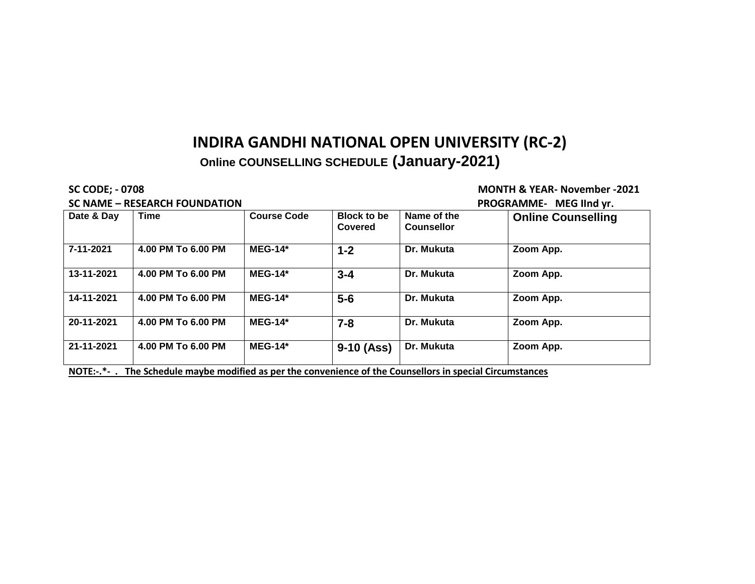# INDIRA GANDHI NATIONAL OPEN UNIVERSITY (RC-2)

## Online COUNSELLING SCHEDULE (January-2021)

**SC CODE; - 0708** **MONTH & YEAR- November -2021**

**SC NAME – RESEARCH FOUNDATION** **PROGRAMME- MEG IInd yr.**

| Date & Day | Time | Course Code | Block to be Covered | Name of the Counsellor | Online Counselling |
|---|---|---|---|---|---|
| 7-11-2021 | 4.00 PM To 6.00 PM | MEG-14* | 1-2 | Dr. Mukuta | Zoom App. |
| 13-11-2021 | 4.00 PM To 6.00 PM | MEG-14* | 3-4 | Dr. Mukuta | Zoom App. |
| 14-11-2021 | 4.00 PM To 6.00 PM | MEG-14* | 5-6 | Dr. Mukuta | Zoom App. |
| 20-11-2021 | 4.00 PM To 6.00 PM | MEG-14* | 7-8 | Dr. Mukuta | Zoom App. |
| 21-11-2021 | 4.00 PM To 6.00 PM | MEG-14* | 9-10 (Ass) | Dr. Mukuta | Zoom App. |

**NOTE:-.*- . The Schedule maybe modified as per the convenience of the Counsellors in special Circumstances**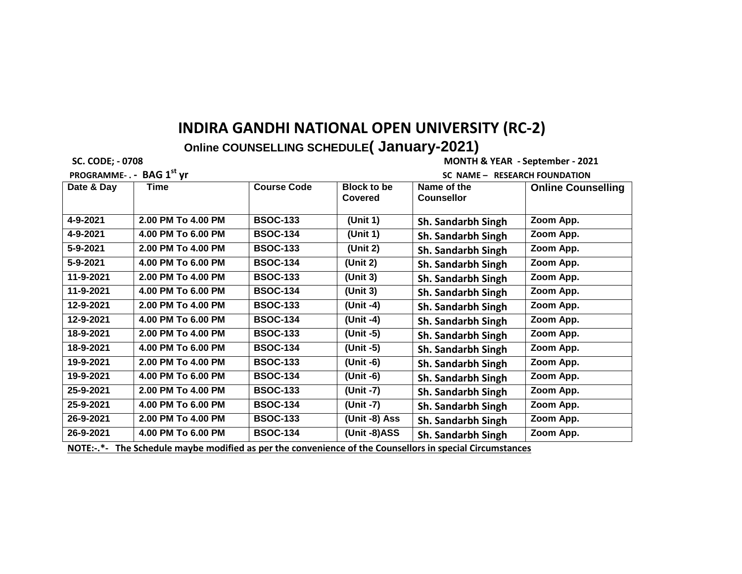# INDIRA GANDHI NATIONAL OPEN UNIVERSITY (RC-2)

## Online COUNSELLING SCHEDULE( January-2021)

**SC. CODE; - 0708** **MONTH & YEAR - September - 2021**

**PROGRAMME- . - BAG 1st yr** **SC NAME – RESEARCH FOUNDATION**

| Date & Day | Time | Course Code | Block to be Covered | Name of the Counsellor | Online Counselling |
|---|---|---|---|---|---|
| 4-9-2021 | 2.00 PM To 4.00 PM | BSOC-133 | (Unit 1) | Sh. Sandarbh Singh | Zoom App. |
| 4-9-2021 | 4.00 PM To 6.00 PM | BSOC-134 | (Unit 1) | Sh. Sandarbh Singh | Zoom App. |
| 5-9-2021 | 2.00 PM To 4.00 PM | BSOC-133 | (Unit 2) | Sh. Sandarbh Singh | Zoom App. |
| 5-9-2021 | 4.00 PM To 6.00 PM | BSOC-134 | (Unit 2) | Sh. Sandarbh Singh | Zoom App. |
| 11-9-2021 | 2.00 PM To 4.00 PM | BSOC-133 | (Unit 3) | Sh. Sandarbh Singh | Zoom App. |
| 11-9-2021 | 4.00 PM To 6.00 PM | BSOC-134 | (Unit 3) | Sh. Sandarbh Singh | Zoom App. |
| 12-9-2021 | 2.00 PM To 4.00 PM | BSOC-133 | (Unit -4) | Sh. Sandarbh Singh | Zoom App. |
| 12-9-2021 | 4.00 PM To 6.00 PM | BSOC-134 | (Unit -4) | Sh. Sandarbh Singh | Zoom App. |
| 18-9-2021 | 2.00 PM To 4.00 PM | BSOC-133 | (Unit -5) | Sh. Sandarbh Singh | Zoom App. |
| 18-9-2021 | 4.00 PM To 6.00 PM | BSOC-134 | (Unit -5) | Sh. Sandarbh Singh | Zoom App. |
| 19-9-2021 | 2.00 PM To 4.00 PM | BSOC-133 | (Unit -6) | Sh. Sandarbh Singh | Zoom App. |
| 19-9-2021 | 4.00 PM To 6.00 PM | BSOC-134 | (Unit -6) | Sh. Sandarbh Singh | Zoom App. |
| 25-9-2021 | 2.00 PM To 4.00 PM | BSOC-133 | (Unit -7) | Sh. Sandarbh Singh | Zoom App. |
| 25-9-2021 | 4.00 PM To 6.00 PM | BSOC-134 | (Unit -7) | Sh. Sandarbh Singh | Zoom App. |
| 26-9-2021 | 2.00 PM To 4.00 PM | BSOC-133 | (Unit -8) Ass | Sh. Sandarbh Singh | Zoom App. |
| 26-9-2021 | 4.00 PM To 6.00 PM | BSOC-134 | (Unit -8)ASS | Sh. Sandarbh Singh | Zoom App. |

**NOTE:-.*- The Schedule maybe modified as per the convenience of the Counsellors in special Circumstances**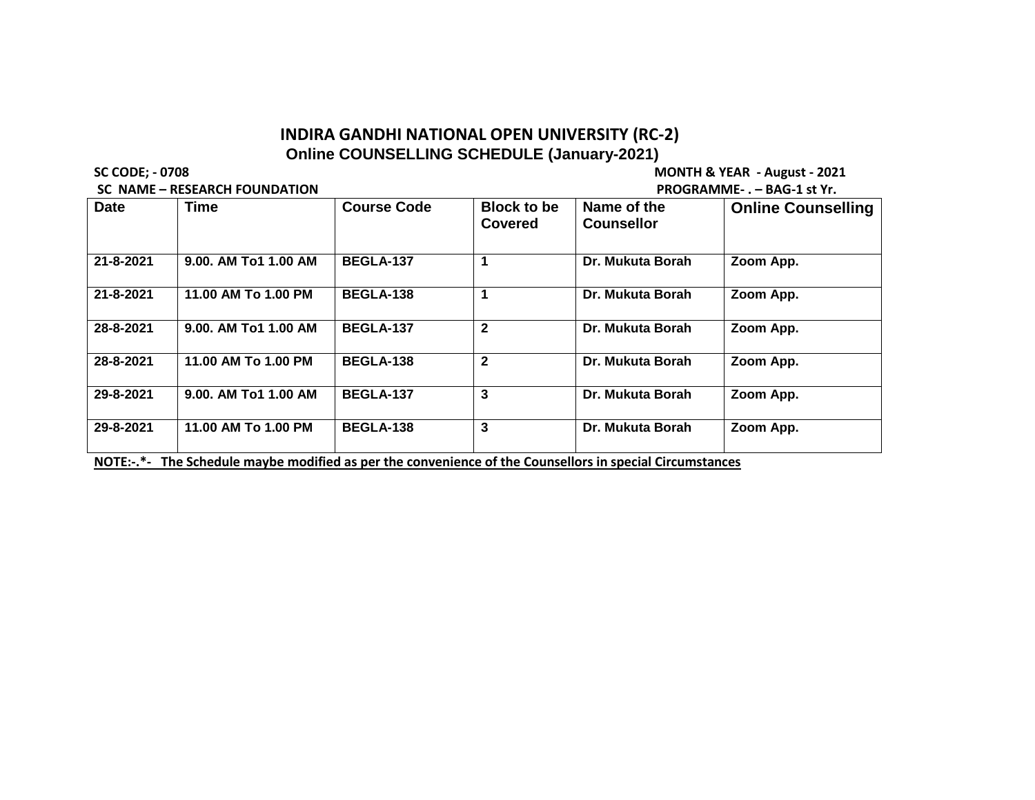# INDIRA GANDHI NATIONAL OPEN UNIVERSITY (RC-2)

## Online COUNSELLING SCHEDULE (January-2021)

**SC CODE; - 0708** **MONTH & YEAR - August - 2021**

**SC NAME – RESEARCH FOUNDATION** **PROGRAMME- . – BAG-1 st Yr.**

| Date | Time | Course Code | Block to be Covered | Name of the Counsellor | Online Counselling |
|---|---|---|---|---|---|
| 21-8-2021 | 9.00. AM To1 1.00 AM | BEGLA-137 | 1 | Dr. Mukuta Borah | Zoom App. |
| 21-8-2021 | 11.00 AM To 1.00 PM | BEGLA-138 | 1 | Dr. Mukuta Borah | Zoom App. |
| 28-8-2021 | 9.00. AM To1 1.00 AM | BEGLA-137 | 2 | Dr. Mukuta Borah | Zoom App. |
| 28-8-2021 | 11.00 AM To 1.00 PM | BEGLA-138 | 2 | Dr. Mukuta Borah | Zoom App. |
| 29-8-2021 | 9.00. AM To1 1.00 AM | BEGLA-137 | 3 | Dr. Mukuta Borah | Zoom App. |
| 29-8-2021 | 11.00 AM To 1.00 PM | BEGLA-138 | 3 | Dr. Mukuta Borah | Zoom App. |

**NOTE:-.*- The Schedule maybe modified as per the convenience of the Counsellors in special Circumstances**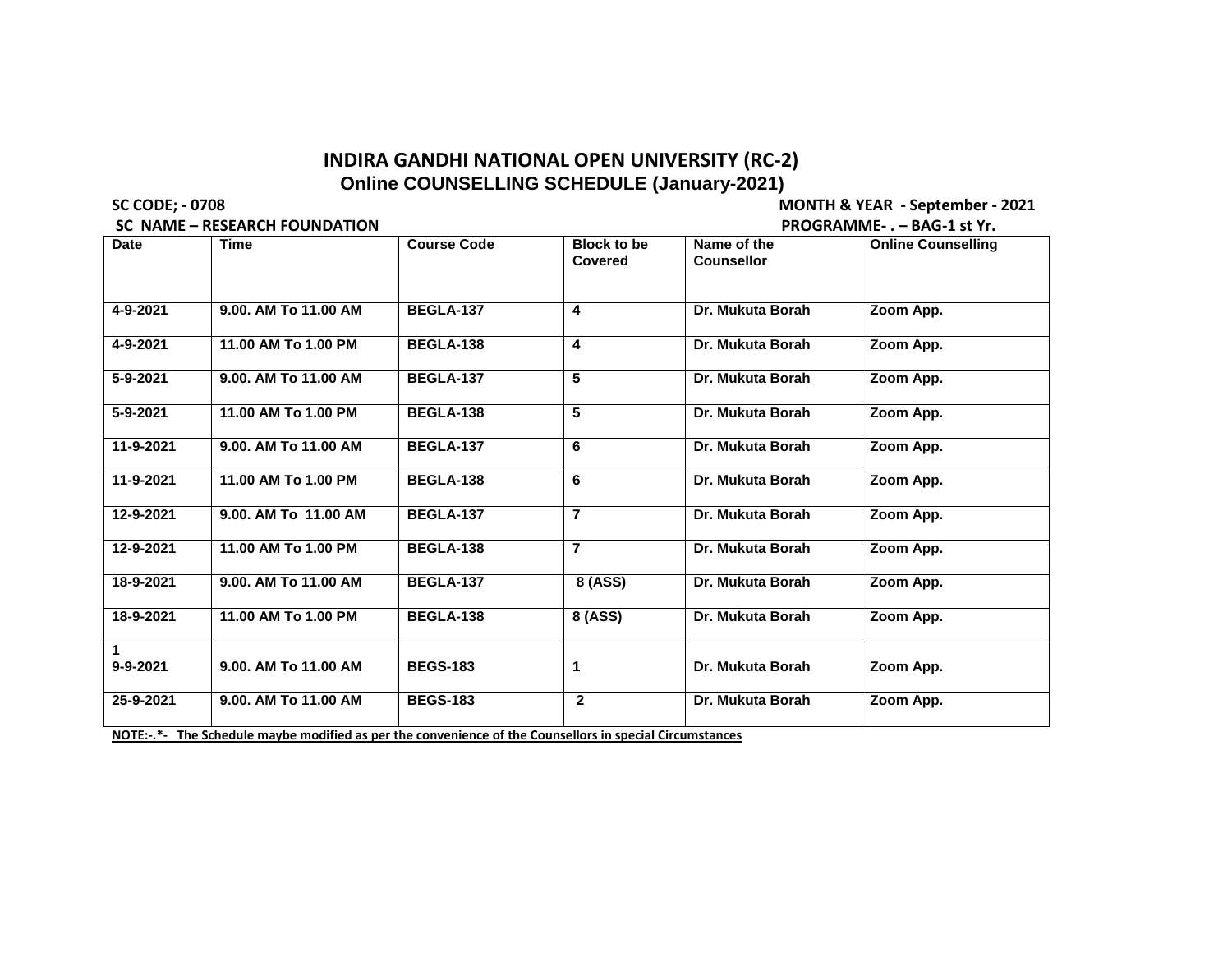# INDIRA GANDHI NATIONAL OPEN UNIVERSITY (RC-2)

## Online COUNSELLING SCHEDULE (January-2021)

**SC CODE; - 0708** — **MONTH & YEAR - September - 2021**

**SC NAME – RESEARCH FOUNDATION** — **PROGRAMME- . – BAG-1 st Yr.**

| Date | Time | Course Code | Block to be Covered | Name of the Counsellor | Online Counselling |
|---|---|---|---|---|---|
| 4-9-2021 | 9.00. AM To 11.00 AM | BEGLA-137 | 4 | Dr. Mukuta Borah | Zoom App. |
| 4-9-2021 | 11.00 AM To 1.00 PM | BEGLA-138 | 4 | Dr. Mukuta Borah | Zoom App. |
| 5-9-2021 | 9.00. AM To 11.00 AM | BEGLA-137 | 5 | Dr. Mukuta Borah | Zoom App. |
| 5-9-2021 | 11.00 AM To 1.00 PM | BEGLA-138 | 5 | Dr. Mukuta Borah | Zoom App. |
| 11-9-2021 | 9.00. AM To 11.00 AM | BEGLA-137 | 6 | Dr. Mukuta Borah | Zoom App. |
| 11-9-2021 | 11.00 AM To 1.00 PM | BEGLA-138 | 6 | Dr. Mukuta Borah | Zoom App. |
| 12-9-2021 | 9.00. AM To 11.00 AM | BEGLA-137 | 7 | Dr. Mukuta Borah | Zoom App. |
| 12-9-2021 | 11.00 AM To 1.00 PM | BEGLA-138 | 7 | Dr. Mukuta Borah | Zoom App. |
| 18-9-2021 | 9.00. AM To 11.00 AM | BEGLA-137 | 8 (ASS) | Dr. Mukuta Borah | Zoom App. |
| 18-9-2021 | 11.00 AM To 1.00 PM | BEGLA-138 | 8 (ASS) | Dr. Mukuta Borah | Zoom App. |
| 1 9-9-2021 | 9.00. AM To 11.00 AM | BEGS-183 | 1 | Dr. Mukuta Borah | Zoom App. |
| 25-9-2021 | 9.00. AM To 11.00 AM | BEGS-183 | 2 | Dr. Mukuta Borah | Zoom App. |

**NOTE:-.*- The Schedule maybe modified as per the convenience of the Counsellors in special Circumstances**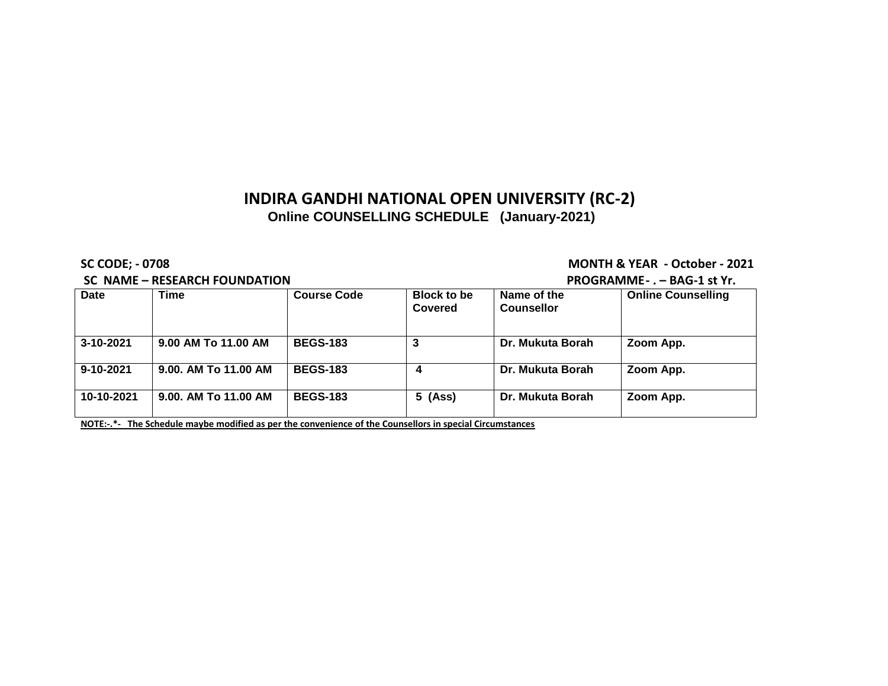# INDIRA GANDHI NATIONAL OPEN UNIVERSITY (RC-2)

## Online COUNSELLING SCHEDULE (January-2021)

**SC CODE; - 0708** **MONTH & YEAR - October - 2021**

**SC NAME – RESEARCH FOUNDATION** **PROGRAMME- . – BAG-1 st Yr.**

| Date | Time | Course Code | Block to be Covered | Name of the Counsellor | Online Counselling |
|---|---|---|---|---|---|
| 3-10-2021 | 9.00 AM To 11.00 AM | BEGS-183 | 3 | Dr. Mukuta Borah | Zoom App. |
| 9-10-2021 | 9.00. AM To 11.00 AM | BEGS-183 | 4 | Dr. Mukuta Borah | Zoom App. |
| 10-10-2021 | 9.00. AM To 11.00 AM | BEGS-183 | 5 (Ass) | Dr. Mukuta Borah | Zoom App. |

**NOTE:-.*- The Schedule maybe modified as per the convenience of the Counsellors in special Circumstances**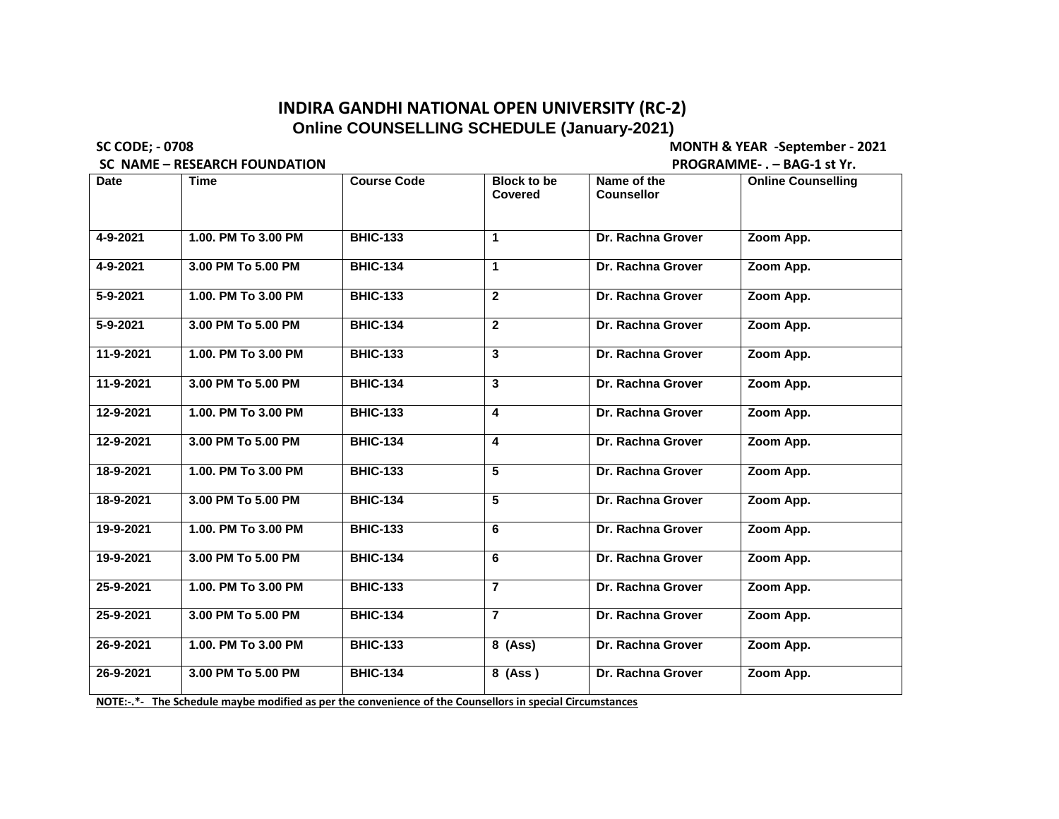# INDIRA GANDHI NATIONAL OPEN UNIVERSITY (RC-2)

## Online COUNSELLING SCHEDULE (January-2021)

**SC CODE; - 0708** **MONTH & YEAR -September - 2021**

**SC NAME – RESEARCH FOUNDATION** **PROGRAMME- . – BAG-1 st Yr.**

| Date | Time | Course Code | Block to be Covered | Name of the Counsellor | Online Counselling |
|---|---|---|---|---|---|
| 4-9-2021 | 1.00. PM To 3.00 PM | BHIC-133 | 1 | Dr. Rachna Grover | Zoom App. |
| 4-9-2021 | 3.00 PM To 5.00 PM | BHIC-134 | 1 | Dr. Rachna Grover | Zoom App. |
| 5-9-2021 | 1.00. PM To 3.00 PM | BHIC-133 | 2 | Dr. Rachna Grover | Zoom App. |
| 5-9-2021 | 3.00 PM To 5.00 PM | BHIC-134 | 2 | Dr. Rachna Grover | Zoom App. |
| 11-9-2021 | 1.00. PM To 3.00 PM | BHIC-133 | 3 | Dr. Rachna Grover | Zoom App. |
| 11-9-2021 | 3.00 PM To 5.00 PM | BHIC-134 | 3 | Dr. Rachna Grover | Zoom App. |
| 12-9-2021 | 1.00. PM To 3.00 PM | BHIC-133 | 4 | Dr. Rachna Grover | Zoom App. |
| 12-9-2021 | 3.00 PM To 5.00 PM | BHIC-134 | 4 | Dr. Rachna Grover | Zoom App. |
| 18-9-2021 | 1.00. PM To 3.00 PM | BHIC-133 | 5 | Dr. Rachna Grover | Zoom App. |
| 18-9-2021 | 3.00 PM To 5.00 PM | BHIC-134 | 5 | Dr. Rachna Grover | Zoom App. |
| 19-9-2021 | 1.00. PM To 3.00 PM | BHIC-133 | 6 | Dr. Rachna Grover | Zoom App. |
| 19-9-2021 | 3.00 PM To 5.00 PM | BHIC-134 | 6 | Dr. Rachna Grover | Zoom App. |
| 25-9-2021 | 1.00. PM To 3.00 PM | BHIC-133 | 7 | Dr. Rachna Grover | Zoom App. |
| 25-9-2021 | 3.00 PM To 5.00 PM | BHIC-134 | 7 | Dr. Rachna Grover | Zoom App. |
| 26-9-2021 | 1.00. PM To 3.00 PM | BHIC-133 | 8 (Ass) | Dr. Rachna Grover | Zoom App. |
| 26-9-2021 | 3.00 PM To 5.00 PM | BHIC-134 | 8 (Ass ) | Dr. Rachna Grover | Zoom App. |

**NOTE:-.*- The Schedule maybe modified as per the convenience of the Counsellors in special Circumstances**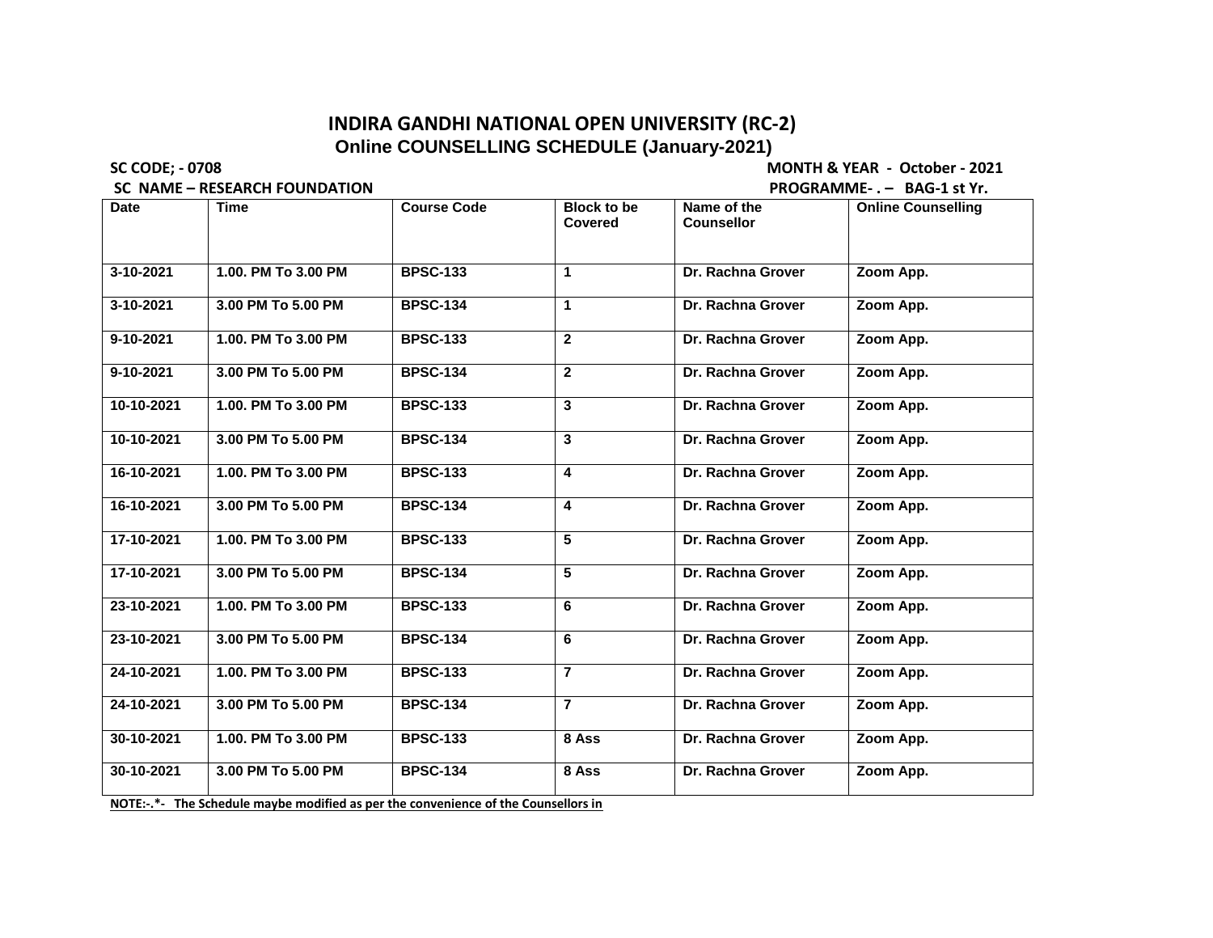# INDIRA GANDHI NATIONAL OPEN UNIVERSITY (RC-2)

## Online COUNSELLING SCHEDULE (January-2021)

**SC CODE; - 0708** **MONTH & YEAR - October - 2021**

**SC NAME – RESEARCH FOUNDATION** **PROGRAMME- . – BAG-1 st Yr.**

| Date | Time | Course Code | Block to be Covered | Name of the Counsellor | Online Counselling |
|---|---|---|---|---|---|
| 3-10-2021 | 1.00. PM To 3.00 PM | BPSC-133 | 1 | Dr. Rachna Grover | Zoom App. |
| 3-10-2021 | 3.00 PM To 5.00 PM | BPSC-134 | 1 | Dr. Rachna Grover | Zoom App. |
| 9-10-2021 | 1.00. PM To 3.00 PM | BPSC-133 | 2 | Dr. Rachna Grover | Zoom App. |
| 9-10-2021 | 3.00 PM To 5.00 PM | BPSC-134 | 2 | Dr. Rachna Grover | Zoom App. |
| 10-10-2021 | 1.00. PM To 3.00 PM | BPSC-133 | 3 | Dr. Rachna Grover | Zoom App. |
| 10-10-2021 | 3.00 PM To 5.00 PM | BPSC-134 | 3 | Dr. Rachna Grover | Zoom App. |
| 16-10-2021 | 1.00. PM To 3.00 PM | BPSC-133 | 4 | Dr. Rachna Grover | Zoom App. |
| 16-10-2021 | 3.00 PM To 5.00 PM | BPSC-134 | 4 | Dr. Rachna Grover | Zoom App. |
| 17-10-2021 | 1.00. PM To 3.00 PM | BPSC-133 | 5 | Dr. Rachna Grover | Zoom App. |
| 17-10-2021 | 3.00 PM To 5.00 PM | BPSC-134 | 5 | Dr. Rachna Grover | Zoom App. |
| 23-10-2021 | 1.00. PM To 3.00 PM | BPSC-133 | 6 | Dr. Rachna Grover | Zoom App. |
| 23-10-2021 | 3.00 PM To 5.00 PM | BPSC-134 | 6 | Dr. Rachna Grover | Zoom App. |
| 24-10-2021 | 1.00. PM To 3.00 PM | BPSC-133 | 7 | Dr. Rachna Grover | Zoom App. |
| 24-10-2021 | 3.00 PM To 5.00 PM | BPSC-134 | 7 | Dr. Rachna Grover | Zoom App. |
| 30-10-2021 | 1.00. PM To 3.00 PM | BPSC-133 | 8 Ass | Dr. Rachna Grover | Zoom App. |
| 30-10-2021 | 3.00 PM To 5.00 PM | BPSC-134 | 8 Ass | Dr. Rachna Grover | Zoom App. |

**NOTE:-.*- The Schedule maybe modified as per the convenience of the Counsellors in**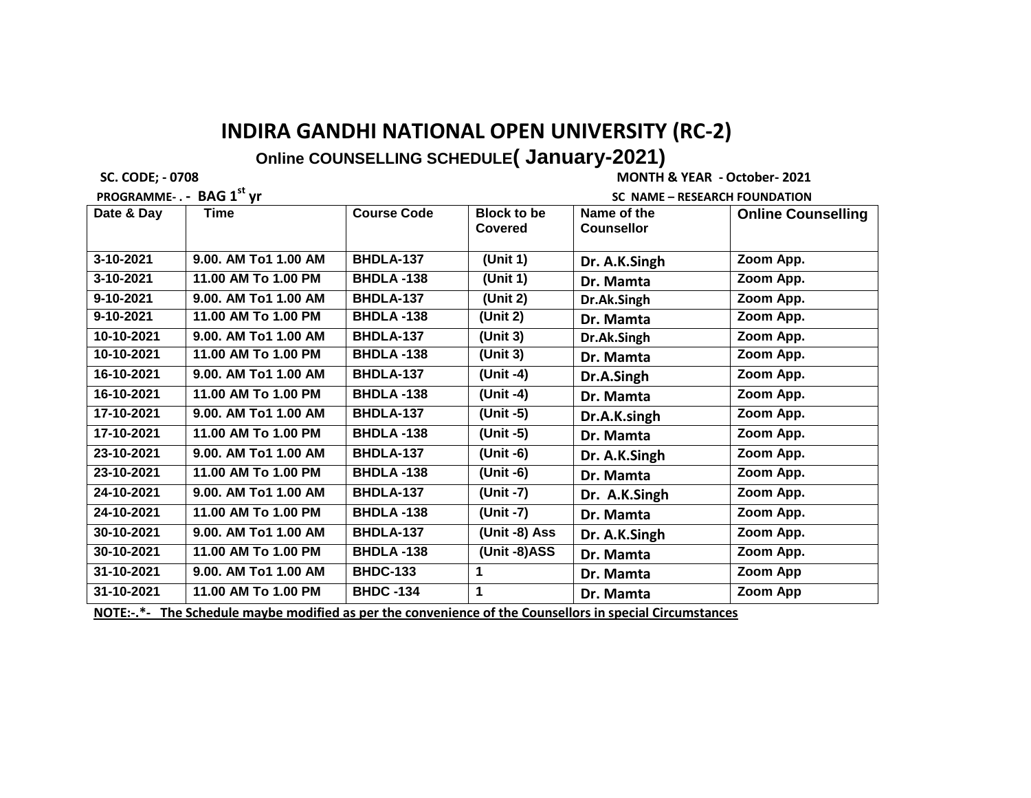# INDIRA GANDHI NATIONAL OPEN UNIVERSITY (RC-2)

## Online COUNSELLING SCHEDULE( January-2021)

**SC. CODE; - 0708** **MONTH & YEAR - October- 2021**

**PROGRAMME- . - BAG 1st yr** **SC NAME – RESEARCH FOUNDATION**

| Date & Day | Time | Course Code | Block to be Covered | Name of the Counsellor | Online Counselling |
|---|---|---|---|---|---|
| 3-10-2021 | 9.00. AM To1 1.00 AM | BHDLA-137 | (Unit 1) | Dr. A.K.Singh | Zoom App. |
| 3-10-2021 | 11.00 AM To 1.00 PM | BHDLA -138 | (Unit 1) | Dr. Mamta | Zoom App. |
| 9-10-2021 | 9.00. AM To1 1.00 AM | BHDLA-137 | (Unit 2) | Dr.Ak.Singh | Zoom App. |
| 9-10-2021 | 11.00 AM To 1.00 PM | BHDLA -138 | (Unit 2) | Dr. Mamta | Zoom App. |
| 10-10-2021 | 9.00. AM To1 1.00 AM | BHDLA-137 | (Unit 3) | Dr.Ak.Singh | Zoom App. |
| 10-10-2021 | 11.00 AM To 1.00 PM | BHDLA -138 | (Unit 3) | Dr. Mamta | Zoom App. |
| 16-10-2021 | 9.00. AM To1 1.00 AM | BHDLA-137 | (Unit -4) | Dr.A.Singh | Zoom App. |
| 16-10-2021 | 11.00 AM To 1.00 PM | BHDLA -138 | (Unit -4) | Dr. Mamta | Zoom App. |
| 17-10-2021 | 9.00. AM To1 1.00 AM | BHDLA-137 | (Unit -5) | Dr.A.K.singh | Zoom App. |
| 17-10-2021 | 11.00 AM To 1.00 PM | BHDLA -138 | (Unit -5) | Dr. Mamta | Zoom App. |
| 23-10-2021 | 9.00. AM To1 1.00 AM | BHDLA-137 | (Unit -6) | Dr. A.K.Singh | Zoom App. |
| 23-10-2021 | 11.00 AM To 1.00 PM | BHDLA -138 | (Unit -6) | Dr. Mamta | Zoom App. |
| 24-10-2021 | 9.00. AM To1 1.00 AM | BHDLA-137 | (Unit -7) | Dr. A.K.Singh | Zoom App. |
| 24-10-2021 | 11.00 AM To 1.00 PM | BHDLA -138 | (Unit -7) | Dr. Mamta | Zoom App. |
| 30-10-2021 | 9.00. AM To1 1.00 AM | BHDLA-137 | (Unit -8) Ass | Dr. A.K.Singh | Zoom App. |
| 30-10-2021 | 11.00 AM To 1.00 PM | BHDLA -138 | (Unit -8)ASS | Dr. Mamta | Zoom App. |
| 31-10-2021 | 9.00. AM To1 1.00 AM | BHDC-133 | 1 | Dr. Mamta | Zoom App |
| 31-10-2021 | 11.00 AM To 1.00 PM | BHDC -134 | 1 | Dr. Mamta | Zoom App |

**NOTE:-.*- The Schedule maybe modified as per the convenience of the Counsellors in special Circumstances**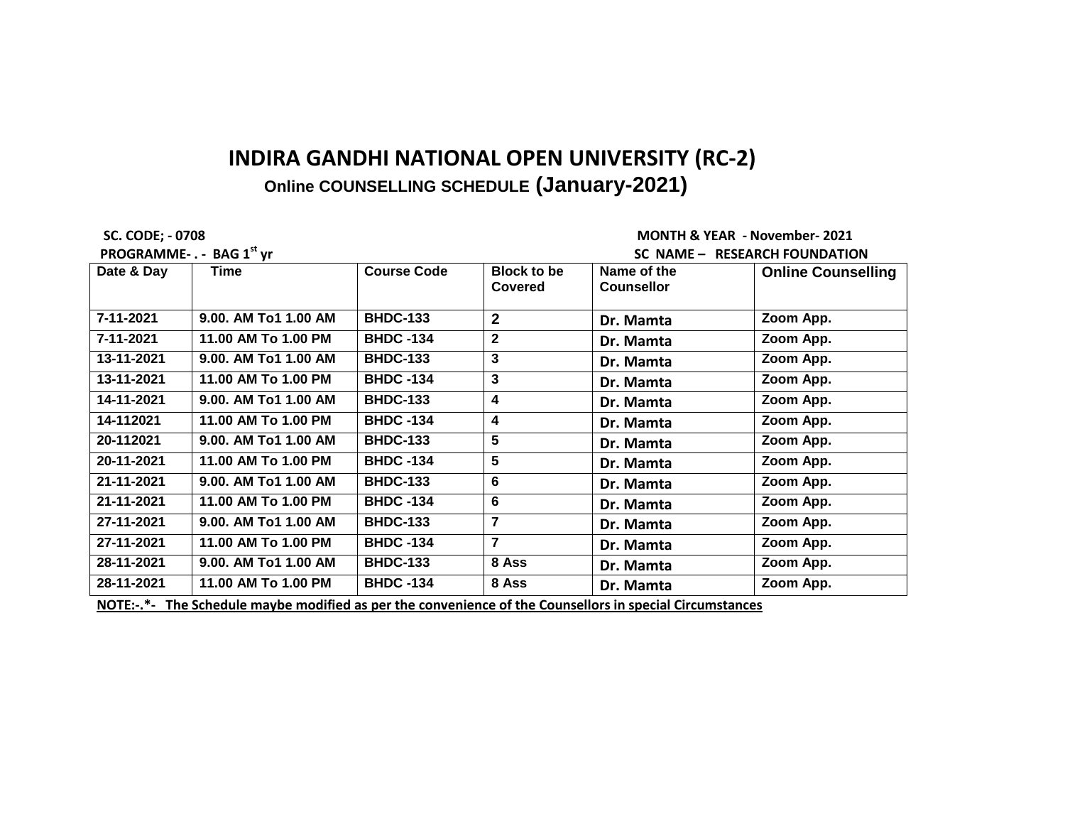# INDIRA GANDHI NATIONAL OPEN UNIVERSITY (RC-2)

## Online COUNSELLING SCHEDULE (January-2021)

**SC. CODE; - 0708** **MONTH & YEAR - November- 2021**

**PROGRAMME- . - BAG 1st yr** **SC NAME – RESEARCH FOUNDATION**

| Date & Day | Time | Course Code | Block to be Covered | Name of the Counsellor | Online Counselling |
|---|---|---|---|---|---|
| 7-11-2021 | 9.00. AM To1 1.00 AM | BHDC-133 | 2 | Dr. Mamta | Zoom App. |
| 7-11-2021 | 11.00 AM To 1.00 PM | BHDC -134 | 2 | Dr. Mamta | Zoom App. |
| 13-11-2021 | 9.00. AM To1 1.00 AM | BHDC-133 | 3 | Dr. Mamta | Zoom App. |
| 13-11-2021 | 11.00 AM To 1.00 PM | BHDC -134 | 3 | Dr. Mamta | Zoom App. |
| 14-11-2021 | 9.00. AM To1 1.00 AM | BHDC-133 | 4 | Dr. Mamta | Zoom App. |
| 14-112021 | 11.00 AM To 1.00 PM | BHDC -134 | 4 | Dr. Mamta | Zoom App. |
| 20-112021 | 9.00. AM To1 1.00 AM | BHDC-133 | 5 | Dr. Mamta | Zoom App. |
| 20-11-2021 | 11.00 AM To 1.00 PM | BHDC -134 | 5 | Dr. Mamta | Zoom App. |
| 21-11-2021 | 9.00. AM To1 1.00 AM | BHDC-133 | 6 | Dr. Mamta | Zoom App. |
| 21-11-2021 | 11.00 AM To 1.00 PM | BHDC -134 | 6 | Dr. Mamta | Zoom App. |
| 27-11-2021 | 9.00. AM To1 1.00 AM | BHDC-133 | 7 | Dr. Mamta | Zoom App. |
| 27-11-2021 | 11.00 AM To 1.00 PM | BHDC -134 | 7 | Dr. Mamta | Zoom App. |
| 28-11-2021 | 9.00. AM To1 1.00 AM | BHDC-133 | 8 Ass | Dr. Mamta | Zoom App. |
| 28-11-2021 | 11.00 AM To 1.00 PM | BHDC -134 | 8 Ass | Dr. Mamta | Zoom App. |

**NOTE:-.*- The Schedule maybe modified as per the convenience of the Counsellors in special Circumstances**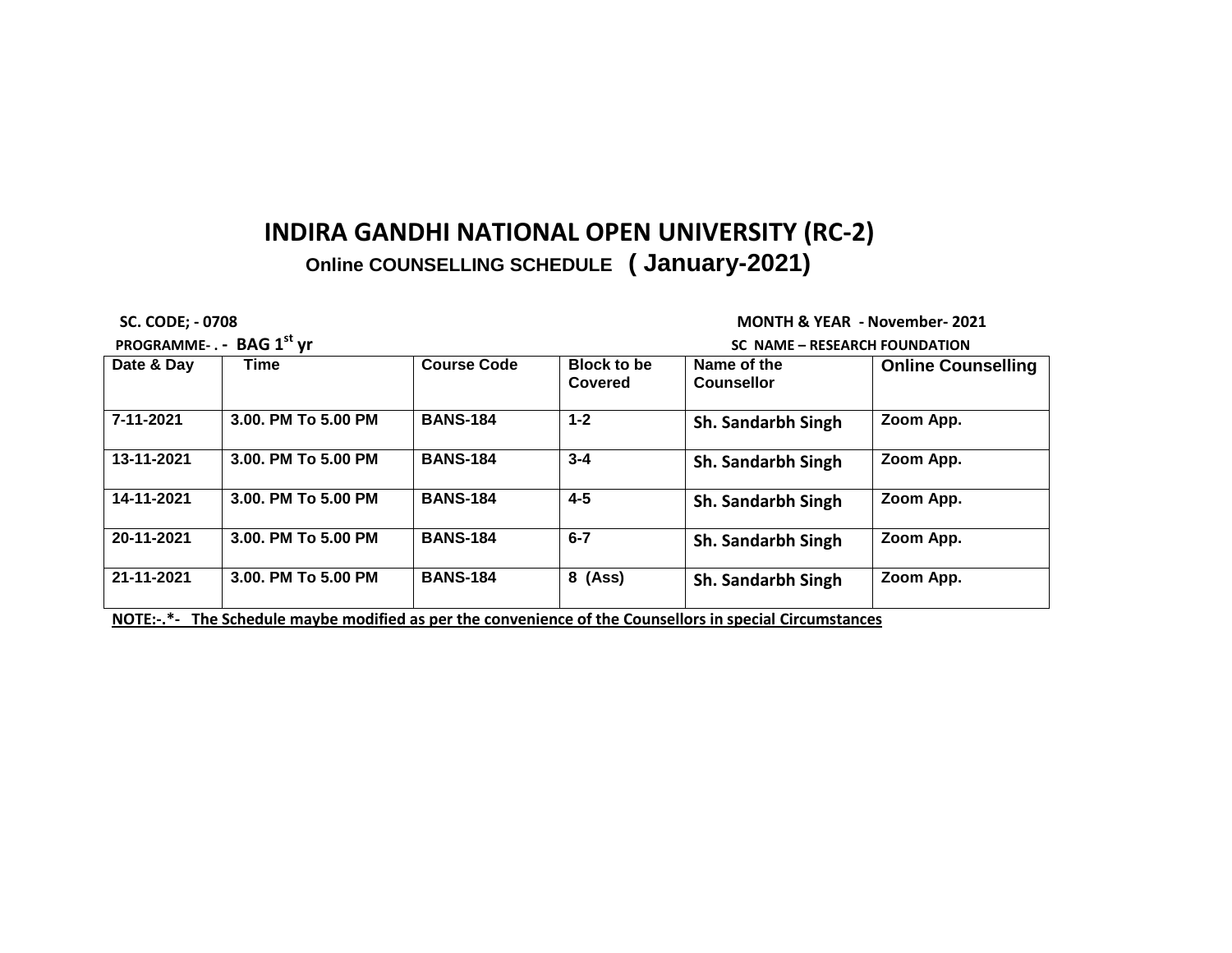# INDIRA GANDHI NATIONAL OPEN UNIVERSITY (RC-2)

**Online COUNSELLING SCHEDULE ( January-2021)**

**SC. CODE; - 0708** **MONTH & YEAR - November- 2021**

**PROGRAMME- . - BAG 1st yr** **SC NAME – RESEARCH FOUNDATION**

| Date & Day | Time | Course Code | Block to be Covered | Name of the Counsellor | Online Counselling |
|---|---|---|---|---|---|
| 7-11-2021 | 3.00. PM To 5.00 PM | BANS-184 | 1-2 | Sh. Sandarbh Singh | Zoom App. |
| 13-11-2021 | 3.00. PM To 5.00 PM | BANS-184 | 3-4 | Sh. Sandarbh Singh | Zoom App. |
| 14-11-2021 | 3.00. PM To 5.00 PM | BANS-184 | 4-5 | Sh. Sandarbh Singh | Zoom App. |
| 20-11-2021 | 3.00. PM To 5.00 PM | BANS-184 | 6-7 | Sh. Sandarbh Singh | Zoom App. |
| 21-11-2021 | 3.00. PM To 5.00 PM | BANS-184 | 8 (Ass) | Sh. Sandarbh Singh | Zoom App. |

**NOTE:-.*- The Schedule maybe modified as per the convenience of the Counsellors in special Circumstances**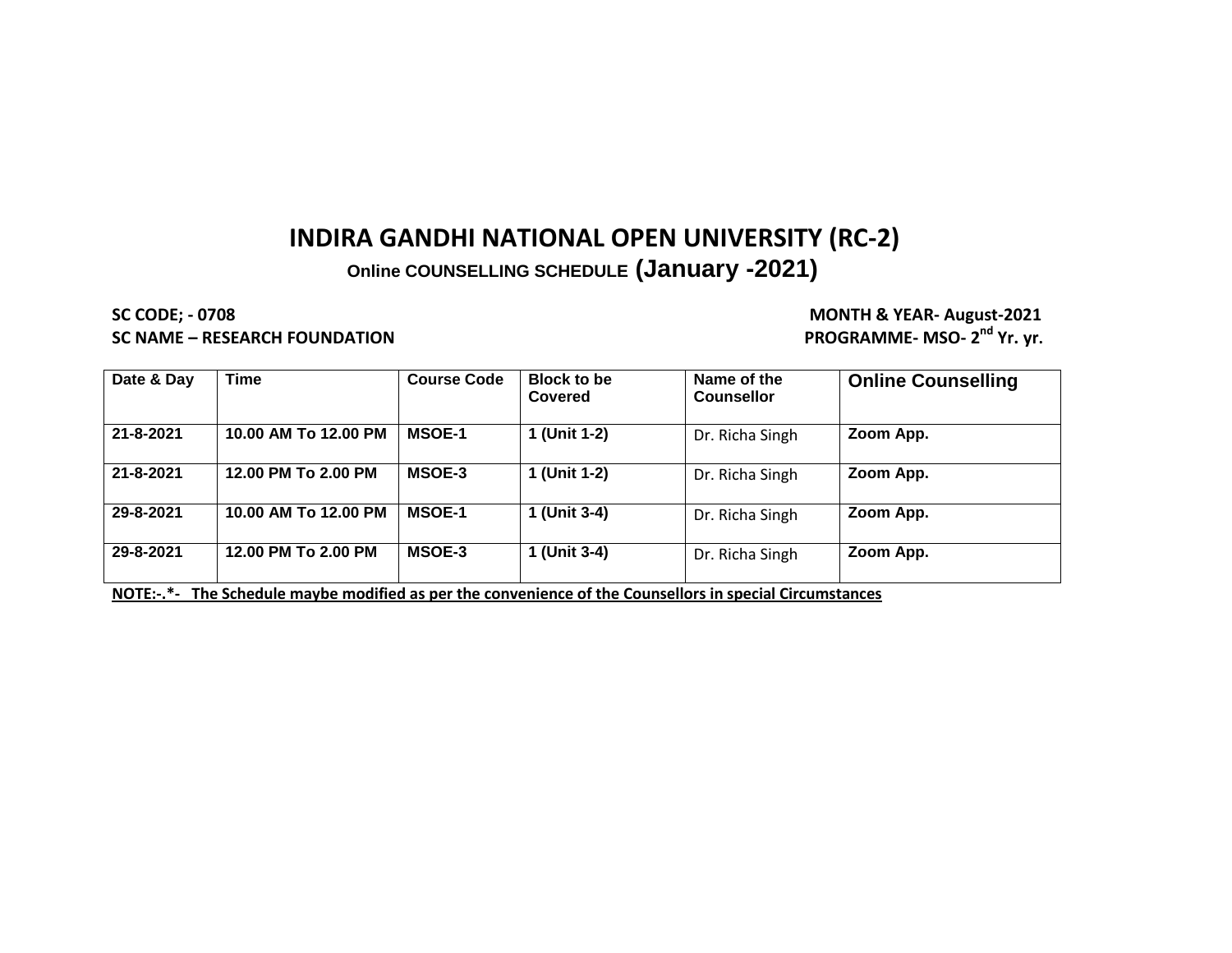# INDIRA GANDHI NATIONAL OPEN UNIVERSITY (RC-2)

**Online COUNSELLING SCHEDULE (January -2021)**

**SC CODE; - 0708**
**SC NAME – RESEARCH FOUNDATION**

**MONTH & YEAR- August-2021**
**PROGRAMME- MSO- 2nd Yr. yr.**

| Date & Day | Time | Course Code | Block to be Covered | Name of the Counsellor | Online Counselling |
|---|---|---|---|---|---|
| 21-8-2021 | 10.00 AM To 12.00 PM | MSOE-1 | 1 (Unit 1-2) | Dr. Richa Singh | Zoom App. |
| 21-8-2021 | 12.00 PM To 2.00 PM | MSOE-3 | 1 (Unit 1-2) | Dr. Richa Singh | Zoom App. |
| 29-8-2021 | 10.00 AM To 12.00 PM | MSOE-1 | 1 (Unit 3-4) | Dr. Richa Singh | Zoom App. |
| 29-8-2021 | 12.00 PM To 2.00 PM | MSOE-3 | 1 (Unit 3-4) | Dr. Richa Singh | Zoom App. |

**NOTE:-.*- The Schedule maybe modified as per the convenience of the Counsellors in special Circumstances**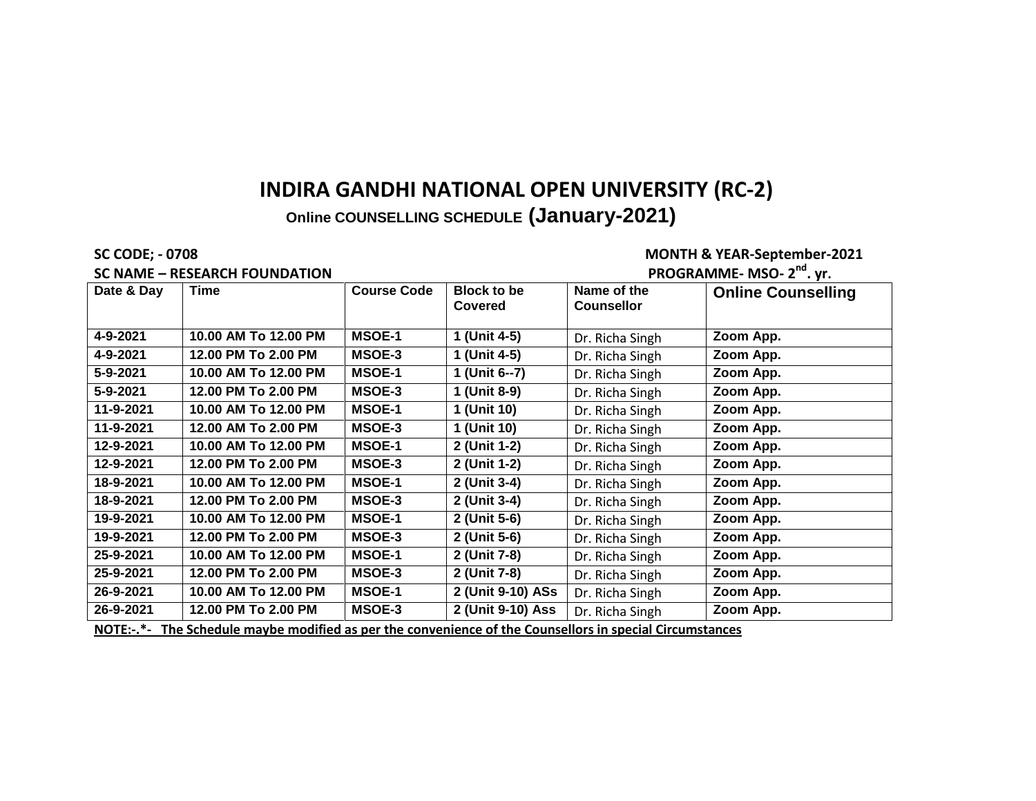# INDIRA GANDHI NATIONAL OPEN UNIVERSITY (RC-2)

## Online COUNSELLING SCHEDULE (January-2021)

**SC CODE; - 0708** **MONTH & YEAR-September-2021**

**SC NAME – RESEARCH FOUNDATION** **PROGRAMME- MSO- 2nd. yr.**

| Date & Day | Time | Course Code | Block to be Covered | Name of the Counsellor | Online Counselling |
|---|---|---|---|---|---|
| 4-9-2021 | 10.00 AM To 12.00 PM | MSOE-1 | 1 (Unit 4-5) | Dr. Richa Singh | Zoom App. |
| 4-9-2021 | 12.00 PM To 2.00 PM | MSOE-3 | 1 (Unit 4-5) | Dr. Richa Singh | Zoom App. |
| 5-9-2021 | 10.00 AM To 12.00 PM | MSOE-1 | 1 (Unit 6--7) | Dr. Richa Singh | Zoom App. |
| 5-9-2021 | 12.00 PM To 2.00 PM | MSOE-3 | 1 (Unit 8-9) | Dr. Richa Singh | Zoom App. |
| 11-9-2021 | 10.00 AM To 12.00 PM | MSOE-1 | 1 (Unit 10) | Dr. Richa Singh | Zoom App. |
| 11-9-2021 | 12.00 AM To 2.00 PM | MSOE-3 | 1 (Unit 10) | Dr. Richa Singh | Zoom App. |
| 12-9-2021 | 10.00 AM To 12.00 PM | MSOE-1 | 2 (Unit 1-2) | Dr. Richa Singh | Zoom App. |
| 12-9-2021 | 12.00 PM To 2.00 PM | MSOE-3 | 2 (Unit 1-2) | Dr. Richa Singh | Zoom App. |
| 18-9-2021 | 10.00 AM To 12.00 PM | MSOE-1 | 2 (Unit 3-4) | Dr. Richa Singh | Zoom App. |
| 18-9-2021 | 12.00 PM To 2.00 PM | MSOE-3 | 2 (Unit 3-4) | Dr. Richa Singh | Zoom App. |
| 19-9-2021 | 10.00 AM To 12.00 PM | MSOE-1 | 2 (Unit 5-6) | Dr. Richa Singh | Zoom App. |
| 19-9-2021 | 12.00 PM To 2.00 PM | MSOE-3 | 2 (Unit 5-6) | Dr. Richa Singh | Zoom App. |
| 25-9-2021 | 10.00 AM To 12.00 PM | MSOE-1 | 2 (Unit 7-8) | Dr. Richa Singh | Zoom App. |
| 25-9-2021 | 12.00 PM To 2.00 PM | MSOE-3 | 2 (Unit 7-8) | Dr. Richa Singh | Zoom App. |
| 26-9-2021 | 10.00 AM To 12.00 PM | MSOE-1 | 2 (Unit 9-10) ASs | Dr. Richa Singh | Zoom App. |
| 26-9-2021 | 12.00 PM To 2.00 PM | MSOE-3 | 2 (Unit 9-10) Ass | Dr. Richa Singh | Zoom App. |

**NOTE:-.*- The Schedule maybe modified as per the convenience of the Counsellors in special Circumstances**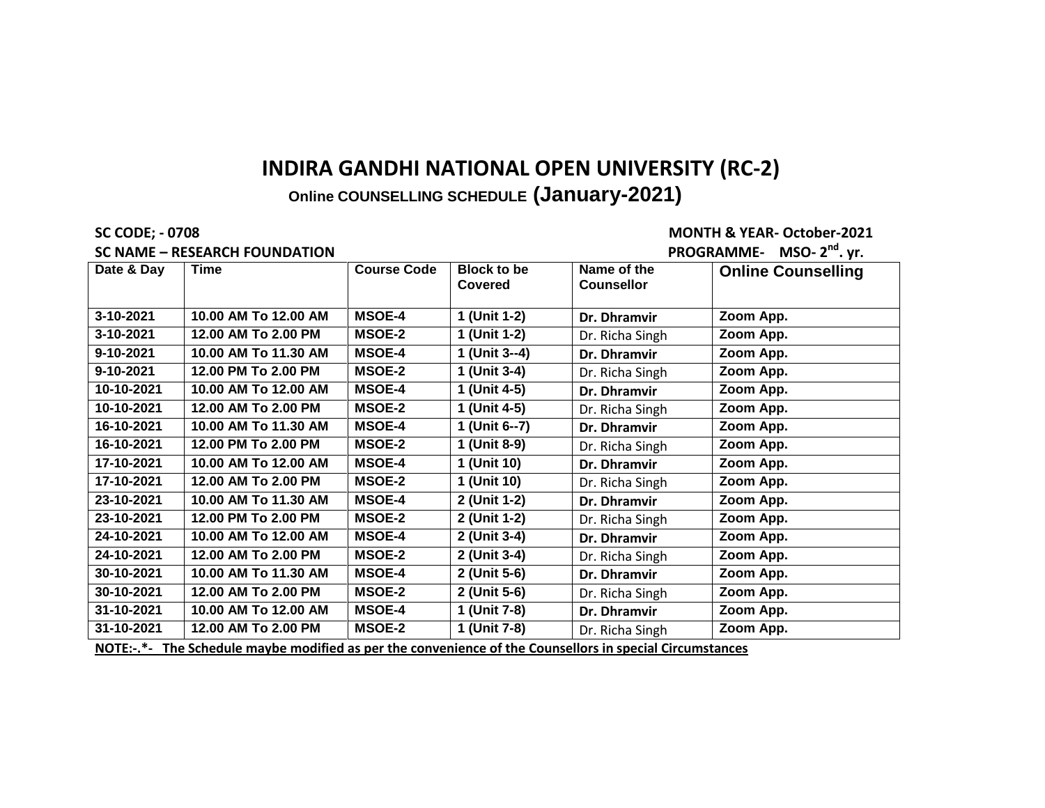# INDIRA GANDHI NATIONAL OPEN UNIVERSITY (RC-2)

**Online COUNSELLING SCHEDULE (January-2021)**

**SC CODE; - 0708** **MONTH & YEAR- October-2021**

**SC NAME – RESEARCH FOUNDATION** **PROGRAMME- MSO- 2nd. yr.**

| Date & Day | Time | Course Code | Block to be Covered | Name of the Counsellor | Online Counselling |
|---|---|---|---|---|---|
| 3-10-2021 | 10.00 AM To 12.00 AM | MSOE-4 | 1 (Unit 1-2) | Dr. Dhramvir | Zoom App. |
| 3-10-2021 | 12.00 AM To 2.00 PM | MSOE-2 | 1 (Unit 1-2) | Dr. Richa Singh | Zoom App. |
| 9-10-2021 | 10.00 AM To 11.30 AM | MSOE-4 | 1 (Unit 3--4) | Dr. Dhramvir | Zoom App. |
| 9-10-2021 | 12.00 PM To 2.00 PM | MSOE-2 | 1 (Unit 3-4) | Dr. Richa Singh | Zoom App. |
| 10-10-2021 | 10.00 AM To 12.00 AM | MSOE-4 | 1 (Unit 4-5) | Dr. Dhramvir | Zoom App. |
| 10-10-2021 | 12.00 AM To 2.00 PM | MSOE-2 | 1 (Unit 4-5) | Dr. Richa Singh | Zoom App. |
| 16-10-2021 | 10.00 AM To 11.30 AM | MSOE-4 | 1 (Unit 6--7) | Dr. Dhramvir | Zoom App. |
| 16-10-2021 | 12.00 PM To 2.00 PM | MSOE-2 | 1 (Unit 8-9) | Dr. Richa Singh | Zoom App. |
| 17-10-2021 | 10.00 AM To 12.00 AM | MSOE-4 | 1 (Unit 10) | Dr. Dhramvir | Zoom App. |
| 17-10-2021 | 12.00 AM To 2.00 PM | MSOE-2 | 1 (Unit 10) | Dr. Richa Singh | Zoom App. |
| 23-10-2021 | 10.00 AM To 11.30 AM | MSOE-4 | 2 (Unit 1-2) | Dr. Dhramvir | Zoom App. |
| 23-10-2021 | 12.00 PM To 2.00 PM | MSOE-2 | 2 (Unit 1-2) | Dr. Richa Singh | Zoom App. |
| 24-10-2021 | 10.00 AM To 12.00 AM | MSOE-4 | 2 (Unit 3-4) | Dr. Dhramvir | Zoom App. |
| 24-10-2021 | 12.00 AM To 2.00 PM | MSOE-2 | 2 (Unit 3-4) | Dr. Richa Singh | Zoom App. |
| 30-10-2021 | 10.00 AM To 11.30 AM | MSOE-4 | 2 (Unit 5-6) | Dr. Dhramvir | Zoom App. |
| 30-10-2021 | 12.00 AM To 2.00 PM | MSOE-2 | 2 (Unit 5-6) | Dr. Richa Singh | Zoom App. |
| 31-10-2021 | 10.00 AM To 12.00 AM | MSOE-4 | 1 (Unit 7-8) | Dr. Dhramvir | Zoom App. |
| 31-10-2021 | 12.00 AM To 2.00 PM | MSOE-2 | 1 (Unit 7-8) | Dr. Richa Singh | Zoom App. |

**NOTE:-.*- The Schedule maybe modified as per the convenience of the Counsellors in special Circumstances**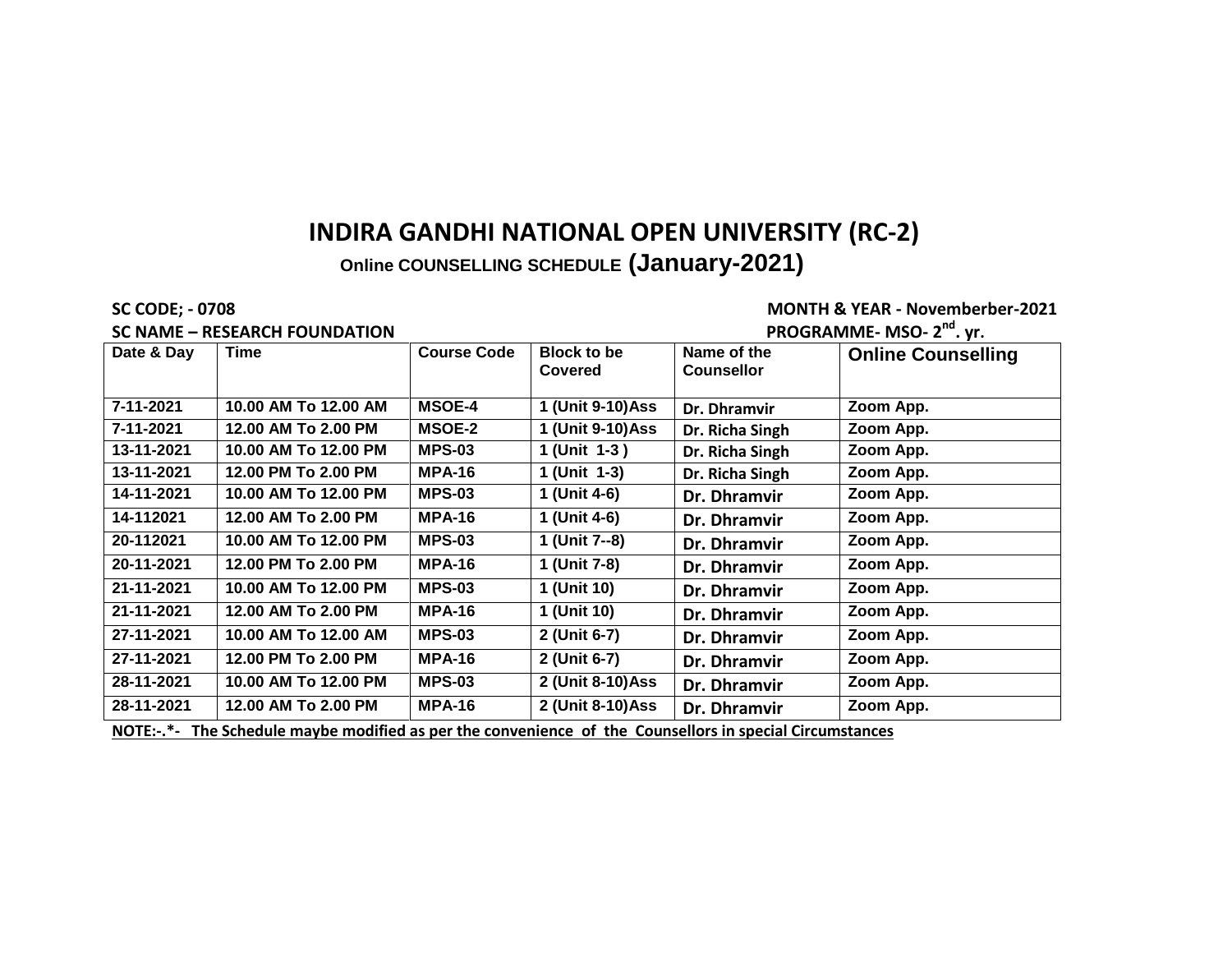# INDIRA GANDHI NATIONAL OPEN UNIVERSITY (RC-2)

## Online COUNSELLING SCHEDULE (January-2021)

**SC CODE; - 0708** **MONTH & YEAR - Novemberber-2021**

**SC NAME – RESEARCH FOUNDATION** **PROGRAMME- MSO- 2nd. yr.**

| Date & Day | Time | Course Code | Block to be Covered | Name of the Counsellor | Online Counselling |
|---|---|---|---|---|---|
| 7-11-2021 | 10.00 AM To 12.00 AM | MSOE-4 | 1 (Unit 9-10)Ass | Dr. Dhramvir | Zoom App. |
| 7-11-2021 | 12.00 AM To 2.00 PM | MSOE-2 | 1 (Unit 9-10)Ass | Dr. Richa Singh | Zoom App. |
| 13-11-2021 | 10.00 AM To 12.00 PM | MPS-03 | 1 (Unit 1-3 ) | Dr. Richa Singh | Zoom App. |
| 13-11-2021 | 12.00 PM To 2.00 PM | MPA-16 | 1 (Unit 1-3) | Dr. Richa Singh | Zoom App. |
| 14-11-2021 | 10.00 AM To 12.00 PM | MPS-03 | 1 (Unit 4-6) | Dr. Dhramvir | Zoom App. |
| 14-112021 | 12.00 AM To 2.00 PM | MPA-16 | 1 (Unit 4-6) | Dr. Dhramvir | Zoom App. |
| 20-112021 | 10.00 AM To 12.00 PM | MPS-03 | 1 (Unit 7--8) | Dr. Dhramvir | Zoom App. |
| 20-11-2021 | 12.00 PM To 2.00 PM | MPA-16 | 1 (Unit 7-8) | Dr. Dhramvir | Zoom App. |
| 21-11-2021 | 10.00 AM To 12.00 PM | MPS-03 | 1 (Unit 10) | Dr. Dhramvir | Zoom App. |
| 21-11-2021 | 12.00 AM To 2.00 PM | MPA-16 | 1 (Unit 10) | Dr. Dhramvir | Zoom App. |
| 27-11-2021 | 10.00 AM To 12.00 AM | MPS-03 | 2 (Unit 6-7) | Dr. Dhramvir | Zoom App. |
| 27-11-2021 | 12.00 PM To 2.00 PM | MPA-16 | 2 (Unit 6-7) | Dr. Dhramvir | Zoom App. |
| 28-11-2021 | 10.00 AM To 12.00 PM | MPS-03 | 2 (Unit 8-10)Ass | Dr. Dhramvir | Zoom App. |
| 28-11-2021 | 12.00 AM To 2.00 PM | MPA-16 | 2 (Unit 8-10)Ass | Dr. Dhramvir | Zoom App. |

**NOTE:-.*- The Schedule maybe modified as per the convenience of the Counsellors in special Circumstances**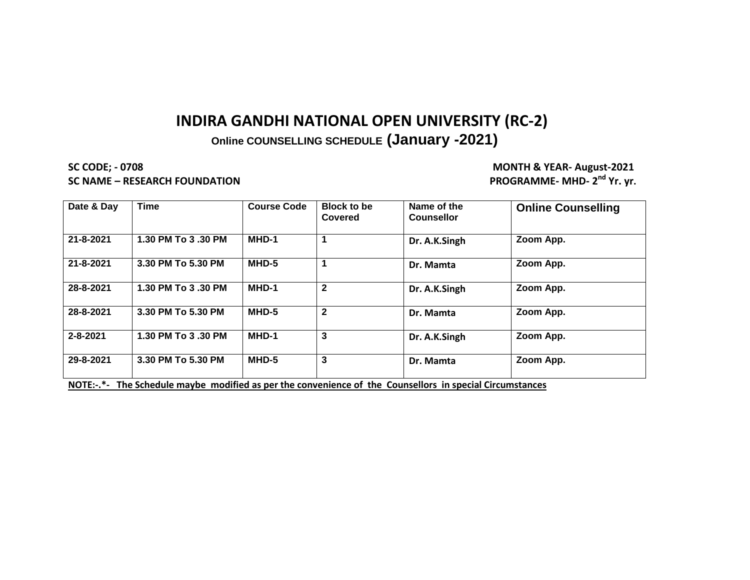# INDIRA GANDHI NATIONAL OPEN UNIVERSITY (RC-2)

**Online COUNSELLING SCHEDULE (January -2021)**

**SC CODE; - 0708**
**SC NAME – RESEARCH FOUNDATION**

**MONTH & YEAR- August-2021**
**PROGRAMME- MHD- 2nd Yr. yr.**

| Date & Day | Time | Course Code | Block to be Covered | Name of the Counsellor | Online Counselling |
|---|---|---|---|---|---|
| 21-8-2021 | 1.30 PM To 3 .30 PM | MHD-1 | 1 | Dr. A.K.Singh | Zoom App. |
| 21-8-2021 | 3.30 PM To 5.30 PM | MHD-5 | 1 | Dr. Mamta | Zoom App. |
| 28-8-2021 | 1.30 PM To 3 .30 PM | MHD-1 | 2 | Dr. A.K.Singh | Zoom App. |
| 28-8-2021 | 3.30 PM To 5.30 PM | MHD-5 | 2 | Dr. Mamta | Zoom App. |
| 2-8-2021 | 1.30 PM To 3 .30 PM | MHD-1 | 3 | Dr. A.K.Singh | Zoom App. |
| 29-8-2021 | 3.30 PM To 5.30 PM | MHD-5 | 3 | Dr. Mamta | Zoom App. |

**NOTE:-.*- The Schedule maybe modified as per the convenience of the Counsellors in special Circumstances**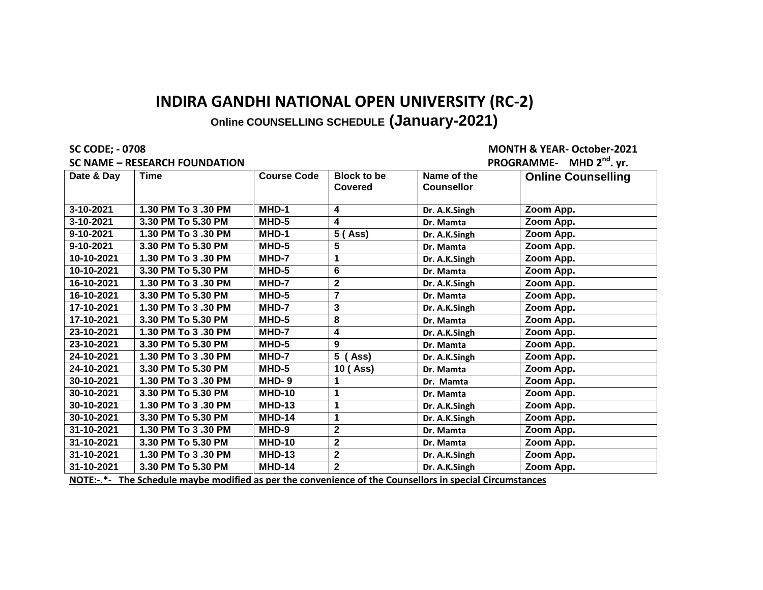# INDIRA GANDHI NATIONAL OPEN UNIVERSITY (RC-2)

## Online COUNSELLING SCHEDULE (January-2021)

**SC CODE; - 0708** **MONTH & YEAR- October-2021**

**SC NAME – RESEARCH FOUNDATION** **PROGRAMME- MHD 2nd. yr.**

| Date & Day | Time | Course Code | Block to be Covered | Name of the Counsellor | Online Counselling |
|---|---|---|---|---|---|
| 3-10-2021 | 1.30 PM To 3 .30 PM | MHD-1 | 4 | Dr. A.K.Singh | Zoom App. |
| 3-10-2021 | 3.30 PM To 5.30 PM | MHD-5 | 4 | Dr. Mamta | Zoom App. |
| 9-10-2021 | 1.30 PM To 3 .30 PM | MHD-1 | 5 ( Ass) | Dr. A.K.Singh | Zoom App. |
| 9-10-2021 | 3.30 PM To 5.30 PM | MHD-5 | 5 | Dr. Mamta | Zoom App. |
| 10-10-2021 | 1.30 PM To 3 .30 PM | MHD-7 | 1 | Dr. A.K.Singh | Zoom App. |
| 10-10-2021 | 3.30 PM To 5.30 PM | MHD-5 | 6 | Dr. Mamta | Zoom App. |
| 16-10-2021 | 1.30 PM To 3 .30 PM | MHD-7 | 2 | Dr. A.K.Singh | Zoom App. |
| 16-10-2021 | 3.30 PM To 5.30 PM | MHD-5 | 7 | Dr. Mamta | Zoom App. |
| 17-10-2021 | 1.30 PM To 3 .30 PM | MHD-7 | 3 | Dr. A.K.Singh | Zoom App. |
| 17-10-2021 | 3.30 PM To 5.30 PM | MHD-5 | 8 | Dr. Mamta | Zoom App. |
| 23-10-2021 | 1.30 PM To 3 .30 PM | MHD-7 | 4 | Dr. A.K.Singh | Zoom App. |
| 23-10-2021 | 3.30 PM To 5.30 PM | MHD-5 | 9 | Dr. Mamta | Zoom App. |
| 24-10-2021 | 1.30 PM To 3 .30 PM | MHD-7 | 5 ( Ass) | Dr. A.K.Singh | Zoom App. |
| 24-10-2021 | 3.30 PM To 5.30 PM | MHD-5 | 10 ( Ass) | Dr. Mamta | Zoom App. |
| 30-10-2021 | 1.30 PM To 3 .30 PM | MHD- 9 | 1 | Dr. Mamta | Zoom App. |
| 30-10-2021 | 3.30 PM To 5.30 PM | MHD-10 | 1 | Dr. Mamta | Zoom App. |
| 30-10-2021 | 1.30 PM To 3 .30 PM | MHD-13 | 1 | Dr. A.K.Singh | Zoom App. |
| 30-10-2021 | 3.30 PM To 5.30 PM | MHD-14 | 1 | Dr. A.K.Singh | Zoom App. |
| 31-10-2021 | 1.30 PM To 3 .30 PM | MHD-9 | 2 | Dr. Mamta | Zoom App. |
| 31-10-2021 | 3.30 PM To 5.30 PM | MHD-10 | 2 | Dr. Mamta | Zoom App. |
| 31-10-2021 | 1.30 PM To 3 .30 PM | MHD-13 | 2 | Dr. A.K.Singh | Zoom App. |
| 31-10-2021 | 3.30 PM To 5.30 PM | MHD-14 | 2 | Dr. A.K.Singh | Zoom App. |

**NOTE:-.*- The Schedule maybe modified as per the convenience of the Counsellors in special Circumstances**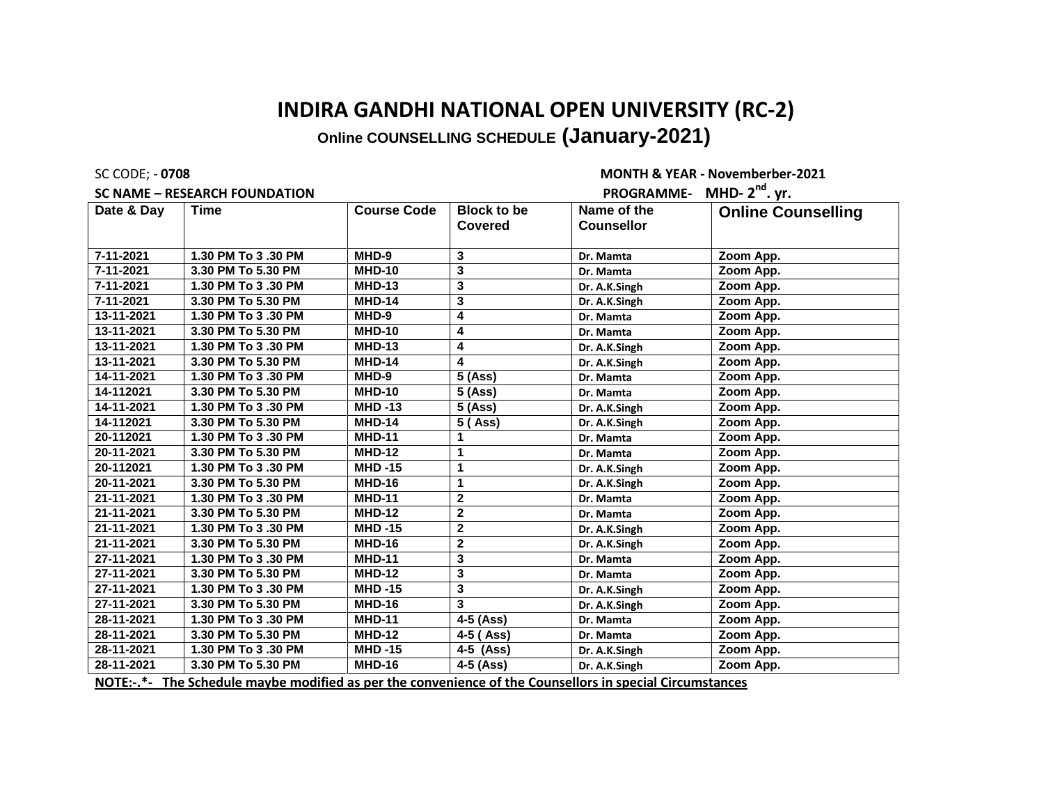# INDIRA GANDHI NATIONAL OPEN UNIVERSITY (RC-2)

**Online COUNSELLING SCHEDULE (January-2021)**

SC CODE; - **0708** **MONTH & YEAR - Novemberber-2021**

**SC NAME – RESEARCH FOUNDATION** **PROGRAMME- MHD- 2nd. yr.**

| Date & Day | Time | Course Code | Block to be Covered | Name of the Counsellor | Online Counselling |
|---|---|---|---|---|---|
| 7-11-2021 | 1.30 PM To 3 .30 PM | MHD-9 | 3 | Dr. Mamta | Zoom App. |
| 7-11-2021 | 3.30 PM To 5.30 PM | MHD-10 | 3 | Dr. Mamta | Zoom App. |
| 7-11-2021 | 1.30 PM To 3 .30 PM | MHD-13 | 3 | Dr. A.K.Singh | Zoom App. |
| 7-11-2021 | 3.30 PM To 5.30 PM | MHD-14 | 3 | Dr. A.K.Singh | Zoom App. |
| 13-11-2021 | 1.30 PM To 3 .30 PM | MHD-9 | 4 | Dr. Mamta | Zoom App. |
| 13-11-2021 | 3.30 PM To 5.30 PM | MHD-10 | 4 | Dr. Mamta | Zoom App. |
| 13-11-2021 | 1.30 PM To 3 .30 PM | MHD-13 | 4 | Dr. A.K.Singh | Zoom App. |
| 13-11-2021 | 3.30 PM To 5.30 PM | MHD-14 | 4 | Dr. A.K.Singh | Zoom App. |
| 14-11-2021 | 1.30 PM To 3 .30 PM | MHD-9 | 5 (Ass) | Dr. Mamta | Zoom App. |
| 14-112021 | 3.30 PM To 5.30 PM | MHD-10 | 5 (Ass) | Dr. Mamta | Zoom App. |
| 14-11-2021 | 1.30 PM To 3 .30 PM | MHD -13 | 5 (Ass) | Dr. A.K.Singh | Zoom App. |
| 14-112021 | 3.30 PM To 5.30 PM | MHD-14 | 5 ( Ass) | Dr. A.K.Singh | Zoom App. |
| 20-112021 | 1.30 PM To 3 .30 PM | MHD-11 | 1 | Dr. Mamta | Zoom App. |
| 20-11-2021 | 3.30 PM To 5.30 PM | MHD-12 | 1 | Dr. Mamta | Zoom App. |
| 20-112021 | 1.30 PM To 3 .30 PM | MHD -15 | 1 | Dr. A.K.Singh | Zoom App. |
| 20-11-2021 | 3.30 PM To 5.30 PM | MHD-16 | 1 | Dr. A.K.Singh | Zoom App. |
| 21-11-2021 | 1.30 PM To 3 .30 PM | MHD-11 | 2 | Dr. Mamta | Zoom App. |
| 21-11-2021 | 3.30 PM To 5.30 PM | MHD-12 | 2 | Dr. Mamta | Zoom App. |
| 21-11-2021 | 1.30 PM To 3 .30 PM | MHD -15 | 2 | Dr. A.K.Singh | Zoom App. |
| 21-11-2021 | 3.30 PM To 5.30 PM | MHD-16 | 2 | Dr. A.K.Singh | Zoom App. |
| 27-11-2021 | 1.30 PM To 3 .30 PM | MHD-11 | 3 | Dr. Mamta | Zoom App. |
| 27-11-2021 | 3.30 PM To 5.30 PM | MHD-12 | 3 | Dr. Mamta | Zoom App. |
| 27-11-2021 | 1.30 PM To 3 .30 PM | MHD -15 | 3 | Dr. A.K.Singh | Zoom App. |
| 27-11-2021 | 3.30 PM To 5.30 PM | MHD-16 | 3 | Dr. A.K.Singh | Zoom App. |
| 28-11-2021 | 1.30 PM To 3 .30 PM | MHD-11 | 4-5 (Ass) | Dr. Mamta | Zoom App. |
| 28-11-2021 | 3.30 PM To 5.30 PM | MHD-12 | 4-5 ( Ass) | Dr. Mamta | Zoom App. |
| 28-11-2021 | 1.30 PM To 3 .30 PM | MHD -15 | 4-5 (Ass) | Dr. A.K.Singh | Zoom App. |
| 28-11-2021 | 3.30 PM To 5.30 PM | MHD-16 | 4-5 (Ass) | Dr. A.K.Singh | Zoom App. |

**NOTE:-.*- The Schedule maybe modified as per the convenience of the Counsellors in special Circumstances**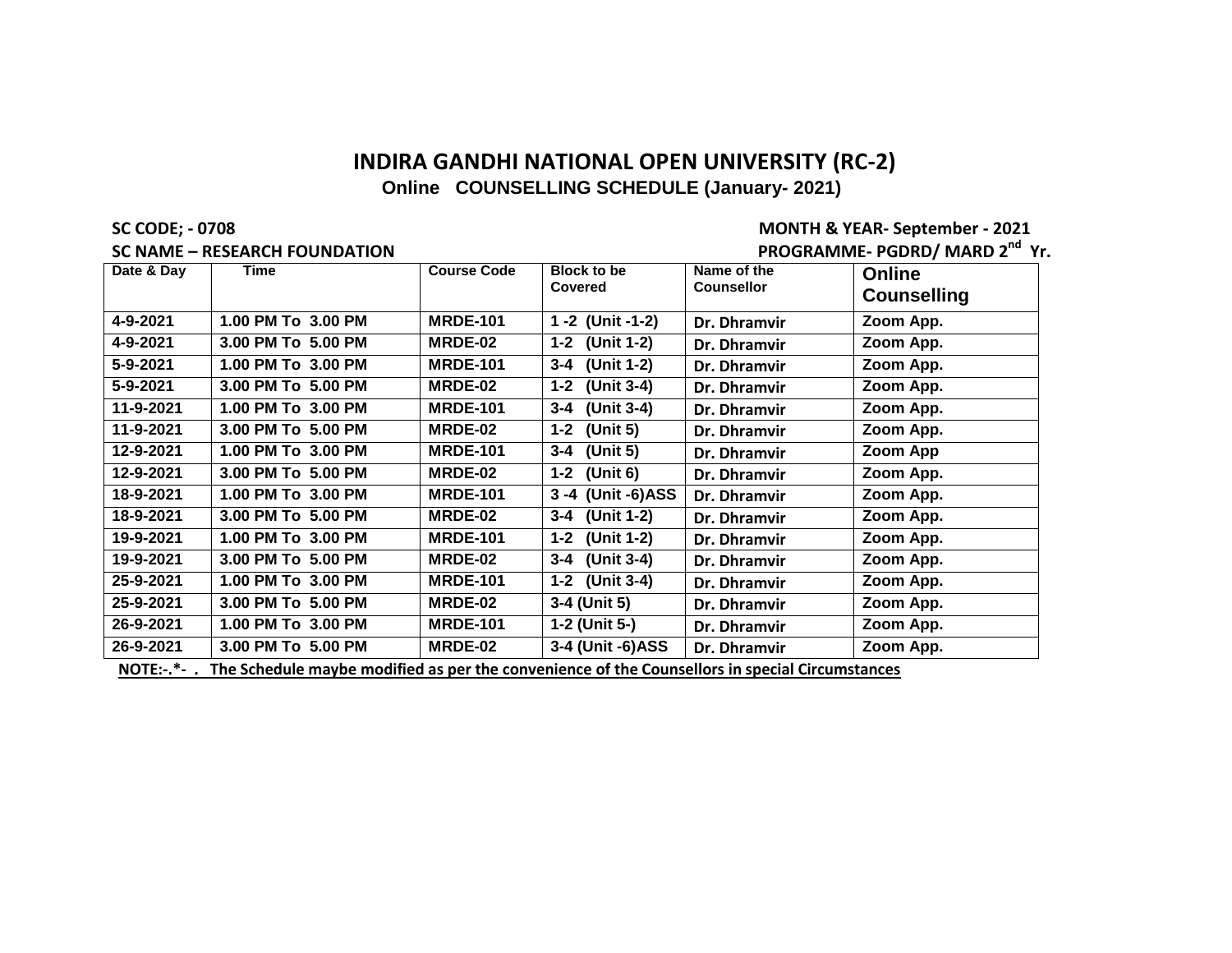# INDIRA GANDHI NATIONAL OPEN UNIVERSITY (RC-2)

**Online COUNSELLING SCHEDULE (January- 2021)**

**SC CODE; - 0708** | **MONTH & YEAR- September - 2021**

**SC NAME – RESEARCH FOUNDATION** | **PROGRAMME- PGDRD/ MARD 2nd Yr.**

| Date & Day | Time | Course Code | Block to be Covered | Name of the Counsellor | Online Counselling |
|---|---|---|---|---|---|
| 4-9-2021 | 1.00 PM To 3.00 PM | MRDE-101 | 1 -2 (Unit -1-2) | Dr. Dhramvir | Zoom App. |
| 4-9-2021 | 3.00 PM To 5.00 PM | MRDE-02 | 1-2 (Unit 1-2) | Dr. Dhramvir | Zoom App. |
| 5-9-2021 | 1.00 PM To 3.00 PM | MRDE-101 | 3-4 (Unit 1-2) | Dr. Dhramvir | Zoom App. |
| 5-9-2021 | 3.00 PM To 5.00 PM | MRDE-02 | 1-2 (Unit 3-4) | Dr. Dhramvir | Zoom App. |
| 11-9-2021 | 1.00 PM To 3.00 PM | MRDE-101 | 3-4 (Unit 3-4) | Dr. Dhramvir | Zoom App. |
| 11-9-2021 | 3.00 PM To 5.00 PM | MRDE-02 | 1-2 (Unit 5) | Dr. Dhramvir | Zoom App. |
| 12-9-2021 | 1.00 PM To 3.00 PM | MRDE-101 | 3-4 (Unit 5) | Dr. Dhramvir | Zoom App |
| 12-9-2021 | 3.00 PM To 5.00 PM | MRDE-02 | 1-2 (Unit 6) | Dr. Dhramvir | Zoom App. |
| 18-9-2021 | 1.00 PM To 3.00 PM | MRDE-101 | 3 -4 (Unit -6)ASS | Dr. Dhramvir | Zoom App. |
| 18-9-2021 | 3.00 PM To 5.00 PM | MRDE-02 | 3-4 (Unit 1-2) | Dr. Dhramvir | Zoom App. |
| 19-9-2021 | 1.00 PM To 3.00 PM | MRDE-101 | 1-2 (Unit 1-2) | Dr. Dhramvir | Zoom App. |
| 19-9-2021 | 3.00 PM To 5.00 PM | MRDE-02 | 3-4 (Unit 3-4) | Dr. Dhramvir | Zoom App. |
| 25-9-2021 | 1.00 PM To 3.00 PM | MRDE-101 | 1-2 (Unit 3-4) | Dr. Dhramvir | Zoom App. |
| 25-9-2021 | 3.00 PM To 5.00 PM | MRDE-02 | 3-4 (Unit 5) | Dr. Dhramvir | Zoom App. |
| 26-9-2021 | 1.00 PM To 3.00 PM | MRDE-101 | 1-2 (Unit 5-) | Dr. Dhramvir | Zoom App. |
| 26-9-2021 | 3.00 PM To 5.00 PM | MRDE-02 | 3-4 (Unit -6)ASS | Dr. Dhramvir | Zoom App. |

**NOTE:-.*- . The Schedule maybe modified as per the convenience of the Counsellors in special Circumstances**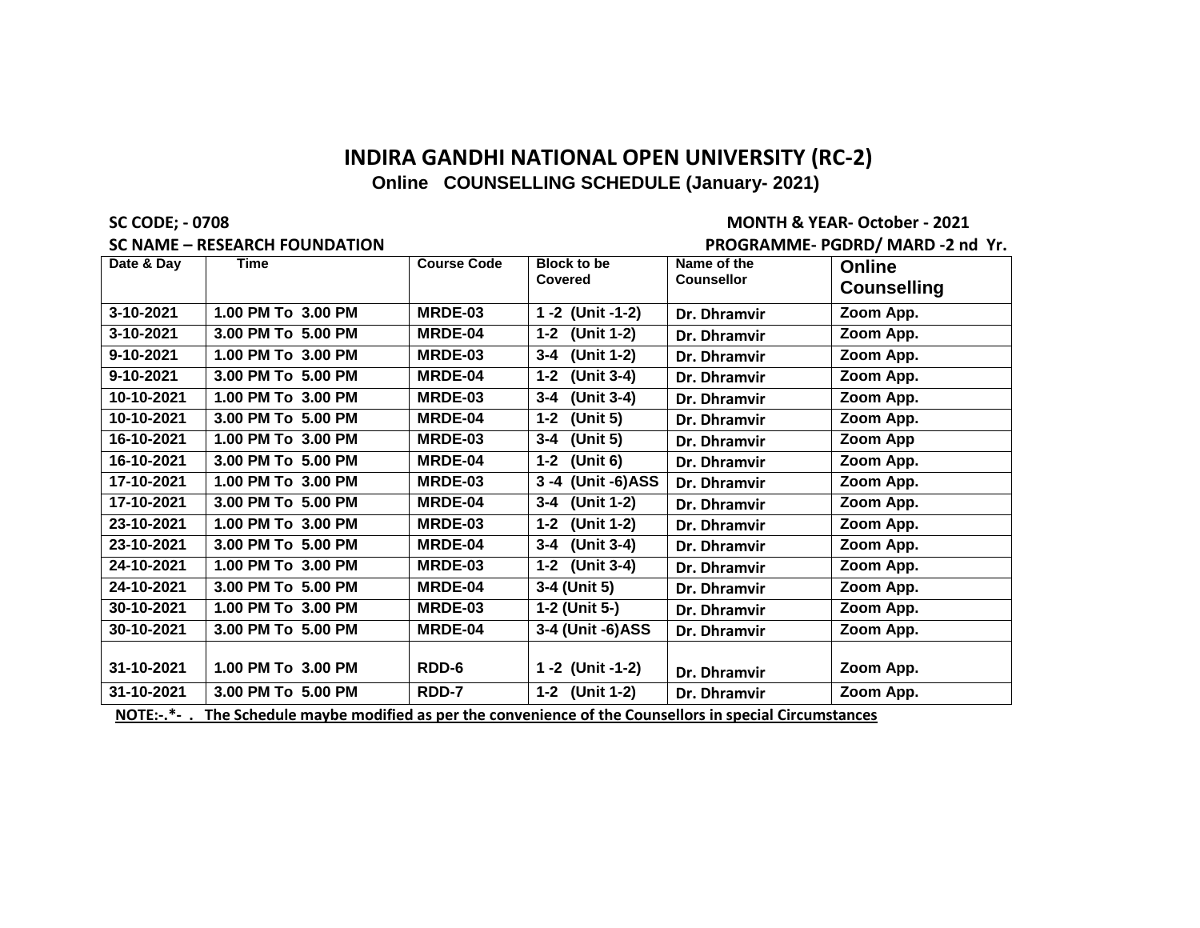# INDIRA GANDHI NATIONAL OPEN UNIVERSITY (RC-2)

## Online COUNSELLING SCHEDULE (January- 2021)

**SC CODE; - 0708** **MONTH & YEAR- October - 2021**

**SC NAME – RESEARCH FOUNDATION** **PROGRAMME- PGDRD/ MARD -2 nd Yr.**

| Date & Day | Time | Course Code | Block to be Covered | Name of the Counsellor | Online Counselling |
|---|---|---|---|---|---|
| 3-10-2021 | 1.00 PM To 3.00 PM | MRDE-03 | 1 -2 (Unit -1-2) | Dr. Dhramvir | Zoom App. |
| 3-10-2021 | 3.00 PM To 5.00 PM | MRDE-04 | 1-2 (Unit 1-2) | Dr. Dhramvir | Zoom App. |
| 9-10-2021 | 1.00 PM To 3.00 PM | MRDE-03 | 3-4 (Unit 1-2) | Dr. Dhramvir | Zoom App. |
| 9-10-2021 | 3.00 PM To 5.00 PM | MRDE-04 | 1-2 (Unit 3-4) | Dr. Dhramvir | Zoom App. |
| 10-10-2021 | 1.00 PM To 3.00 PM | MRDE-03 | 3-4 (Unit 3-4) | Dr. Dhramvir | Zoom App. |
| 10-10-2021 | 3.00 PM To 5.00 PM | MRDE-04 | 1-2 (Unit 5) | Dr. Dhramvir | Zoom App. |
| 16-10-2021 | 1.00 PM To 3.00 PM | MRDE-03 | 3-4 (Unit 5) | Dr. Dhramvir | Zoom App |
| 16-10-2021 | 3.00 PM To 5.00 PM | MRDE-04 | 1-2 (Unit 6) | Dr. Dhramvir | Zoom App. |
| 17-10-2021 | 1.00 PM To 3.00 PM | MRDE-03 | 3 -4 (Unit -6)ASS | Dr. Dhramvir | Zoom App. |
| 17-10-2021 | 3.00 PM To 5.00 PM | MRDE-04 | 3-4 (Unit 1-2) | Dr. Dhramvir | Zoom App. |
| 23-10-2021 | 1.00 PM To 3.00 PM | MRDE-03 | 1-2 (Unit 1-2) | Dr. Dhramvir | Zoom App. |
| 23-10-2021 | 3.00 PM To 5.00 PM | MRDE-04 | 3-4 (Unit 3-4) | Dr. Dhramvir | Zoom App. |
| 24-10-2021 | 1.00 PM To 3.00 PM | MRDE-03 | 1-2 (Unit 3-4) | Dr. Dhramvir | Zoom App. |
| 24-10-2021 | 3.00 PM To 5.00 PM | MRDE-04 | 3-4 (Unit 5) | Dr. Dhramvir | Zoom App. |
| 30-10-2021 | 1.00 PM To 3.00 PM | MRDE-03 | 1-2 (Unit 5-) | Dr. Dhramvir | Zoom App. |
| 30-10-2021 | 3.00 PM To 5.00 PM | MRDE-04 | 3-4 (Unit -6)ASS | Dr. Dhramvir | Zoom App. |
| 31-10-2021 | 1.00 PM To 3.00 PM | RDD-6 | 1 -2 (Unit -1-2) | Dr. Dhramvir | Zoom App. |
| 31-10-2021 | 3.00 PM To 5.00 PM | RDD-7 | 1-2 (Unit 1-2) | Dr. Dhramvir | Zoom App. |

**NOTE:-.*- . The Schedule maybe modified as per the convenience of the Counsellors in special Circumstances**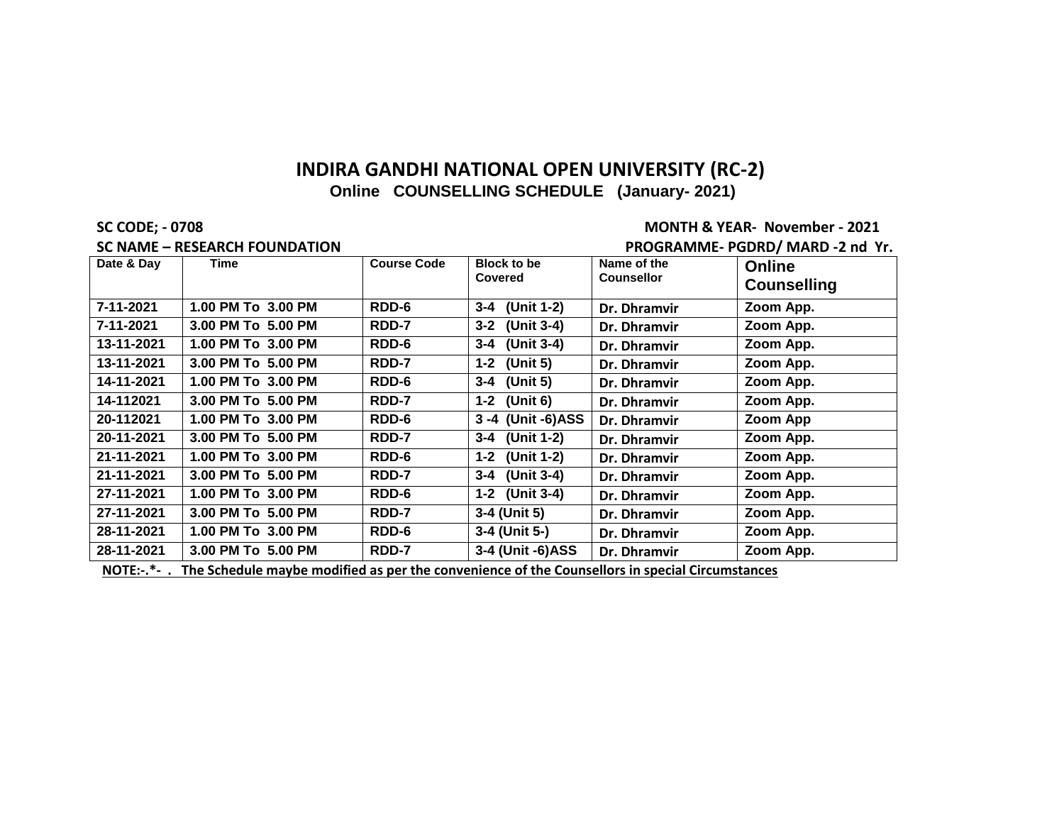# INDIRA GANDHI NATIONAL OPEN UNIVERSITY (RC-2)

**Online COUNSELLING SCHEDULE (January- 2021)**

**SC CODE; - 0708** **MONTH & YEAR- November - 2021**

**SC NAME – RESEARCH FOUNDATION** **PROGRAMME- PGDRD/ MARD -2 nd Yr.**

| Date & Day | Time | Course Code | Block to be Covered | Name of the Counsellor | Online Counselling |
|---|---|---|---|---|---|
| 7-11-2021 | 1.00 PM To 3.00 PM | RDD-6 | 3-4 (Unit 1-2) | Dr. Dhramvir | Zoom App. |
| 7-11-2021 | 3.00 PM To 5.00 PM | RDD-7 | 3-2 (Unit 3-4) | Dr. Dhramvir | Zoom App. |
| 13-11-2021 | 1.00 PM To 3.00 PM | RDD-6 | 3-4 (Unit 3-4) | Dr. Dhramvir | Zoom App. |
| 13-11-2021 | 3.00 PM To 5.00 PM | RDD-7 | 1-2 (Unit 5) | Dr. Dhramvir | Zoom App. |
| 14-11-2021 | 1.00 PM To 3.00 PM | RDD-6 | 3-4 (Unit 5) | Dr. Dhramvir | Zoom App. |
| 14-112021 | 3.00 PM To 5.00 PM | RDD-7 | 1-2 (Unit 6) | Dr. Dhramvir | Zoom App. |
| 20-112021 | 1.00 PM To 3.00 PM | RDD-6 | 3 -4 (Unit -6)ASS | Dr. Dhramvir | Zoom App |
| 20-11-2021 | 3.00 PM To 5.00 PM | RDD-7 | 3-4 (Unit 1-2) | Dr. Dhramvir | Zoom App. |
| 21-11-2021 | 1.00 PM To 3.00 PM | RDD-6 | 1-2 (Unit 1-2) | Dr. Dhramvir | Zoom App. |
| 21-11-2021 | 3.00 PM To 5.00 PM | RDD-7 | 3-4 (Unit 3-4) | Dr. Dhramvir | Zoom App. |
| 27-11-2021 | 1.00 PM To 3.00 PM | RDD-6 | 1-2 (Unit 3-4) | Dr. Dhramvir | Zoom App. |
| 27-11-2021 | 3.00 PM To 5.00 PM | RDD-7 | 3-4 (Unit 5) | Dr. Dhramvir | Zoom App. |
| 28-11-2021 | 1.00 PM To 3.00 PM | RDD-6 | 3-4 (Unit 5-) | Dr. Dhramvir | Zoom App. |
| 28-11-2021 | 3.00 PM To 5.00 PM | RDD-7 | 3-4 (Unit -6)ASS | Dr. Dhramvir | Zoom App. |

**NOTE:-.*- . The Schedule maybe modified as per the convenience of the Counsellors in special Circumstances**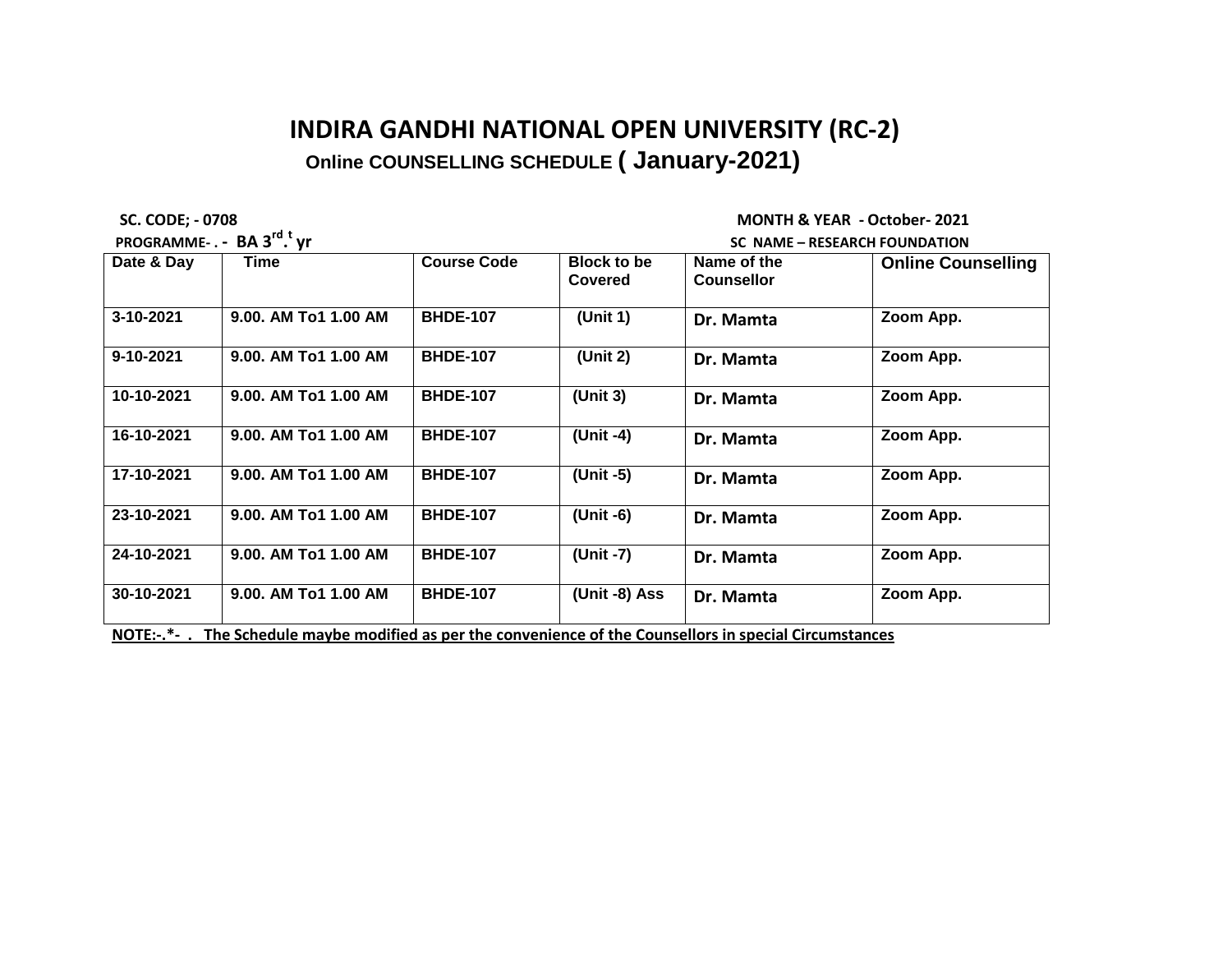# INDIRA GANDHI NATIONAL OPEN UNIVERSITY (RC-2)

## Online COUNSELLING SCHEDULE ( January-2021)

**SC. CODE; - 0708** **MONTH & YEAR - October- 2021**

**PROGRAMME- . - BA 3rd. t yr** **SC NAME – RESEARCH FOUNDATION**

| Date & Day | Time | Course Code | Block to be Covered | Name of the Counsellor | Online Counselling |
|---|---|---|---|---|---|
| 3-10-2021 | 9.00. AM To1 1.00 AM | BHDE-107 | (Unit 1) | Dr. Mamta | Zoom App. |
| 9-10-2021 | 9.00. AM To1 1.00 AM | BHDE-107 | (Unit 2) | Dr. Mamta | Zoom App. |
| 10-10-2021 | 9.00. AM To1 1.00 AM | BHDE-107 | (Unit 3) | Dr. Mamta | Zoom App. |
| 16-10-2021 | 9.00. AM To1 1.00 AM | BHDE-107 | (Unit -4) | Dr. Mamta | Zoom App. |
| 17-10-2021 | 9.00. AM To1 1.00 AM | BHDE-107 | (Unit -5) | Dr. Mamta | Zoom App. |
| 23-10-2021 | 9.00. AM To1 1.00 AM | BHDE-107 | (Unit -6) | Dr. Mamta | Zoom App. |
| 24-10-2021 | 9.00. AM To1 1.00 AM | BHDE-107 | (Unit -7) | Dr. Mamta | Zoom App. |
| 30-10-2021 | 9.00. AM To1 1.00 AM | BHDE-107 | (Unit -8) Ass | Dr. Mamta | Zoom App. |

**NOTE:-.*- . The Schedule maybe modified as per the convenience of the Counsellors in special Circumstances**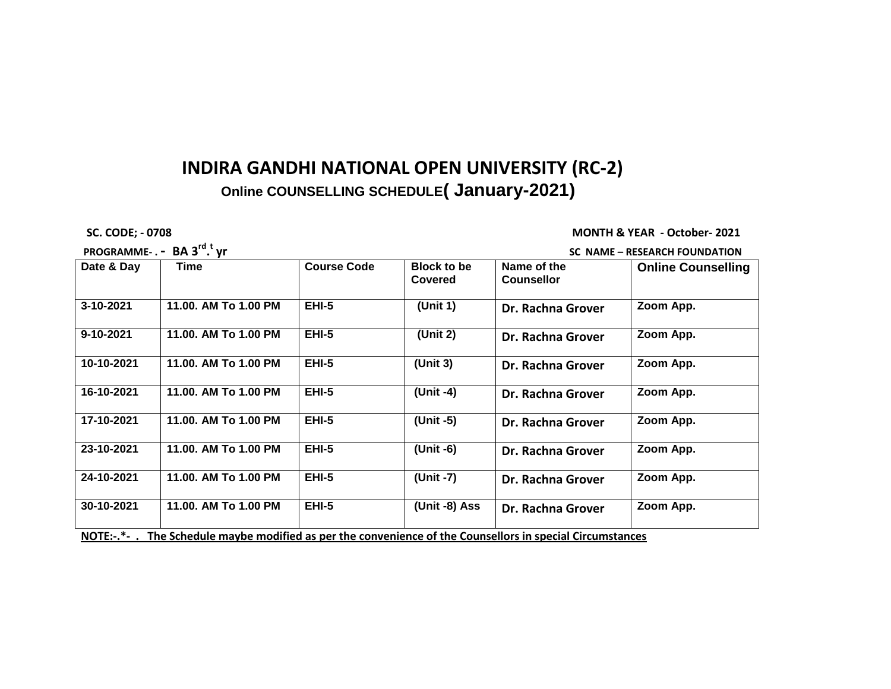# INDIRA GANDHI NATIONAL OPEN UNIVERSITY (RC-2)

## Online COUNSELLING SCHEDULE( January-2021)

**SC. CODE; - 0708** **MONTH & YEAR - October- 2021**

**PROGRAMME- . - BA 3rd. t yr** **SC NAME – RESEARCH FOUNDATION**

| Date & Day | Time | Course Code | Block to be Covered | Name of the Counsellor | Online Counselling |
|---|---|---|---|---|---|
| 3-10-2021 | 11.00. AM To 1.00 PM | EHI-5 | (Unit 1) | Dr. Rachna Grover | Zoom App. |
| 9-10-2021 | 11.00. AM To 1.00 PM | EHI-5 | (Unit 2) | Dr. Rachna Grover | Zoom App. |
| 10-10-2021 | 11.00. AM To 1.00 PM | EHI-5 | (Unit 3) | Dr. Rachna Grover | Zoom App. |
| 16-10-2021 | 11.00. AM To 1.00 PM | EHI-5 | (Unit -4) | Dr. Rachna Grover | Zoom App. |
| 17-10-2021 | 11.00. AM To 1.00 PM | EHI-5 | (Unit -5) | Dr. Rachna Grover | Zoom App. |
| 23-10-2021 | 11.00. AM To 1.00 PM | EHI-5 | (Unit -6) | Dr. Rachna Grover | Zoom App. |
| 24-10-2021 | 11.00. AM To 1.00 PM | EHI-5 | (Unit -7) | Dr. Rachna Grover | Zoom App. |
| 30-10-2021 | 11.00. AM To 1.00 PM | EHI-5 | (Unit -8) Ass | Dr. Rachna Grover | Zoom App. |

**NOTE:-.*- . The Schedule maybe modified as per the convenience of the Counsellors in special Circumstances**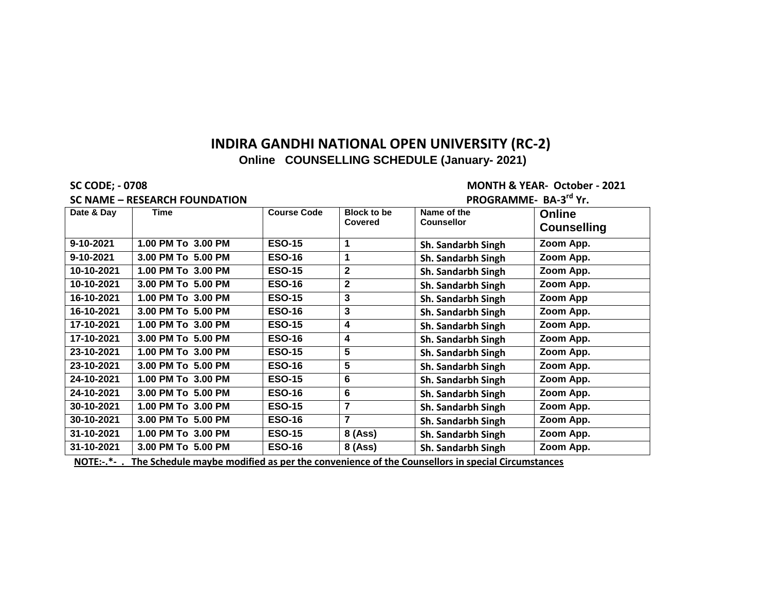# INDIRA GANDHI NATIONAL OPEN UNIVERSITY (RC-2)

**Online COUNSELLING SCHEDULE (January- 2021)**

**SC CODE; - 0708** **MONTH & YEAR- October - 2021**

**SC NAME – RESEARCH FOUNDATION** **PROGRAMME- BA-3rd Yr.**

| Date & Day | Time | Course Code | Block to be Covered | Name of the Counsellor | Online Counselling |
|---|---|---|---|---|---|
| 9-10-2021 | 1.00 PM To 3.00 PM | ESO-15 | 1 | Sh. Sandarbh Singh | Zoom App. |
| 9-10-2021 | 3.00 PM To 5.00 PM | ESO-16 | 1 | Sh. Sandarbh Singh | Zoom App. |
| 10-10-2021 | 1.00 PM To 3.00 PM | ESO-15 | 2 | Sh. Sandarbh Singh | Zoom App. |
| 10-10-2021 | 3.00 PM To 5.00 PM | ESO-16 | 2 | Sh. Sandarbh Singh | Zoom App. |
| 16-10-2021 | 1.00 PM To 3.00 PM | ESO-15 | 3 | Sh. Sandarbh Singh | Zoom App |
| 16-10-2021 | 3.00 PM To 5.00 PM | ESO-16 | 3 | Sh. Sandarbh Singh | Zoom App. |
| 17-10-2021 | 1.00 PM To 3.00 PM | ESO-15 | 4 | Sh. Sandarbh Singh | Zoom App. |
| 17-10-2021 | 3.00 PM To 5.00 PM | ESO-16 | 4 | Sh. Sandarbh Singh | Zoom App. |
| 23-10-2021 | 1.00 PM To 3.00 PM | ESO-15 | 5 | Sh. Sandarbh Singh | Zoom App. |
| 23-10-2021 | 3.00 PM To 5.00 PM | ESO-16 | 5 | Sh. Sandarbh Singh | Zoom App. |
| 24-10-2021 | 1.00 PM To 3.00 PM | ESO-15 | 6 | Sh. Sandarbh Singh | Zoom App. |
| 24-10-2021 | 3.00 PM To 5.00 PM | ESO-16 | 6 | Sh. Sandarbh Singh | Zoom App. |
| 30-10-2021 | 1.00 PM To 3.00 PM | ESO-15 | 7 | Sh. Sandarbh Singh | Zoom App. |
| 30-10-2021 | 3.00 PM To 5.00 PM | ESO-16 | 7 | Sh. Sandarbh Singh | Zoom App. |
| 31-10-2021 | 1.00 PM To 3.00 PM | ESO-15 | 8 (Ass) | Sh. Sandarbh Singh | Zoom App. |
| 31-10-2021 | 3.00 PM To 5.00 PM | ESO-16 | 8 (Ass) | Sh. Sandarbh Singh | Zoom App. |

**NOTE:-.*- . The Schedule maybe modified as per the convenience of the Counsellors in special Circumstances**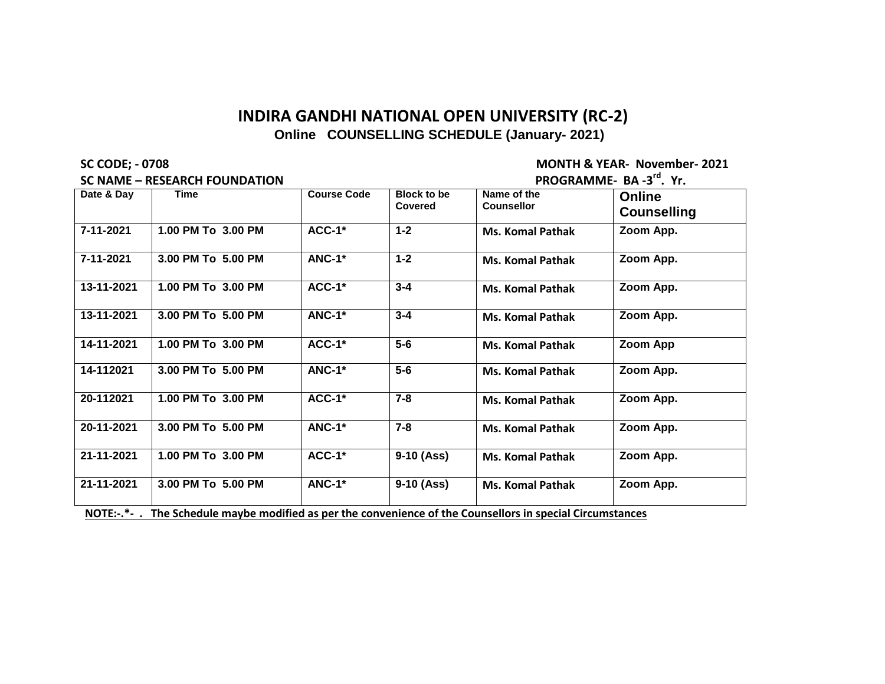# INDIRA GANDHI NATIONAL OPEN UNIVERSITY (RC-2)

## Online COUNSELLING SCHEDULE (January- 2021)

**SC CODE; - 0708** **MONTH & YEAR- November- 2021**

**SC NAME – RESEARCH FOUNDATION** **PROGRAMME- BA -3rd. Yr.**

| Date & Day | Time | Course Code | Block to be Covered | Name of the Counsellor | Online Counselling |
|---|---|---|---|---|---|
| 7-11-2021 | 1.00 PM To 3.00 PM | ACC-1* | 1-2 | Ms. Komal Pathak | Zoom App. |
| 7-11-2021 | 3.00 PM To 5.00 PM | ANC-1* | 1-2 | Ms. Komal Pathak | Zoom App. |
| 13-11-2021 | 1.00 PM To 3.00 PM | ACC-1* | 3-4 | Ms. Komal Pathak | Zoom App. |
| 13-11-2021 | 3.00 PM To 5.00 PM | ANC-1* | 3-4 | Ms. Komal Pathak | Zoom App. |
| 14-11-2021 | 1.00 PM To 3.00 PM | ACC-1* | 5-6 | Ms. Komal Pathak | Zoom App |
| 14-112021 | 3.00 PM To 5.00 PM | ANC-1* | 5-6 | Ms. Komal Pathak | Zoom App. |
| 20-112021 | 1.00 PM To 3.00 PM | ACC-1* | 7-8 | Ms. Komal Pathak | Zoom App. |
| 20-11-2021 | 3.00 PM To 5.00 PM | ANC-1* | 7-8 | Ms. Komal Pathak | Zoom App. |
| 21-11-2021 | 1.00 PM To 3.00 PM | ACC-1* | 9-10 (Ass) | Ms. Komal Pathak | Zoom App. |
| 21-11-2021 | 3.00 PM To 5.00 PM | ANC-1* | 9-10 (Ass) | Ms. Komal Pathak | Zoom App. |

**NOTE:-.*- . The Schedule maybe modified as per the convenience of the Counsellors in special Circumstances**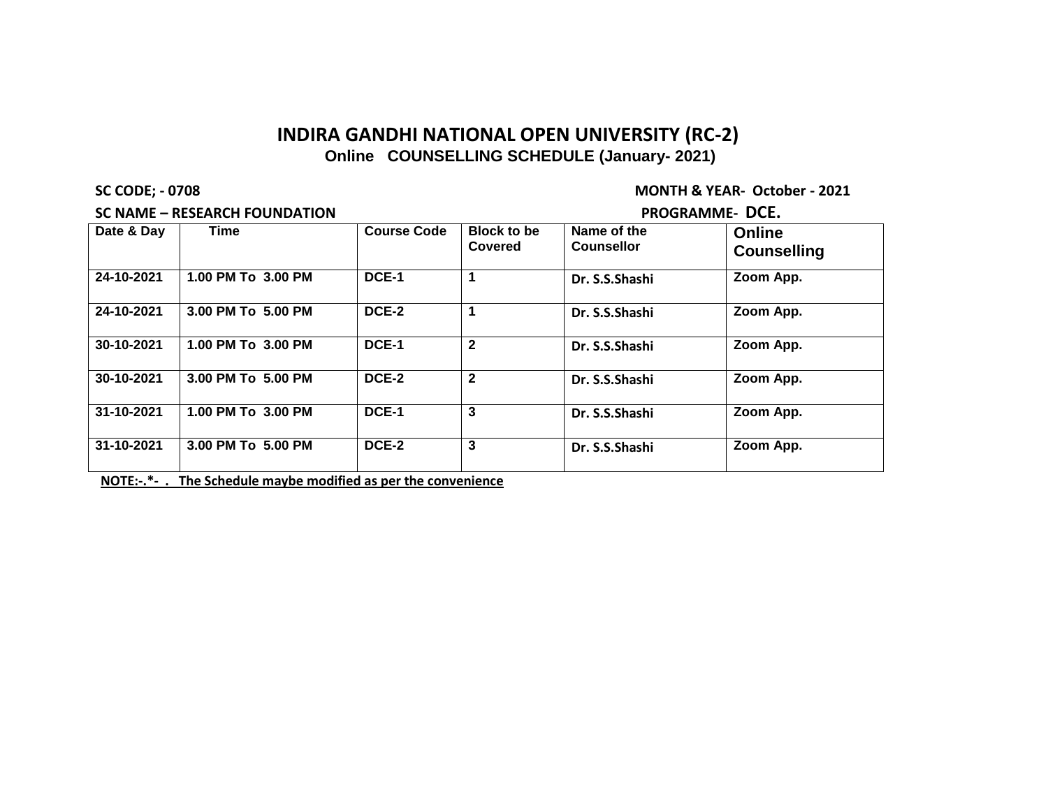# INDIRA GANDHI NATIONAL OPEN UNIVERSITY (RC-2)

## Online COUNSELLING SCHEDULE (January- 2021)

**SC CODE; - 0708** **MONTH & YEAR- October - 2021**

**SC NAME – RESEARCH FOUNDATION** **PROGRAMME- DCE.**

| Date & Day | Time | Course Code | Block to be Covered | Name of the Counsellor | Online Counselling |
|---|---|---|---|---|---|
| 24-10-2021 | 1.00 PM To 3.00 PM | DCE-1 | 1 | Dr. S.S.Shashi | Zoom App. |
| 24-10-2021 | 3.00 PM To 5.00 PM | DCE-2 | 1 | Dr. S.S.Shashi | Zoom App. |
| 30-10-2021 | 1.00 PM To 3.00 PM | DCE-1 | 2 | Dr. S.S.Shashi | Zoom App. |
| 30-10-2021 | 3.00 PM To 5.00 PM | DCE-2 | 2 | Dr. S.S.Shashi | Zoom App. |
| 31-10-2021 | 1.00 PM To 3.00 PM | DCE-1 | 3 | Dr. S.S.Shashi | Zoom App. |
| 31-10-2021 | 3.00 PM To 5.00 PM | DCE-2 | 3 | Dr. S.S.Shashi | Zoom App. |

**NOTE:-.*- . The Schedule maybe modified as per the convenience**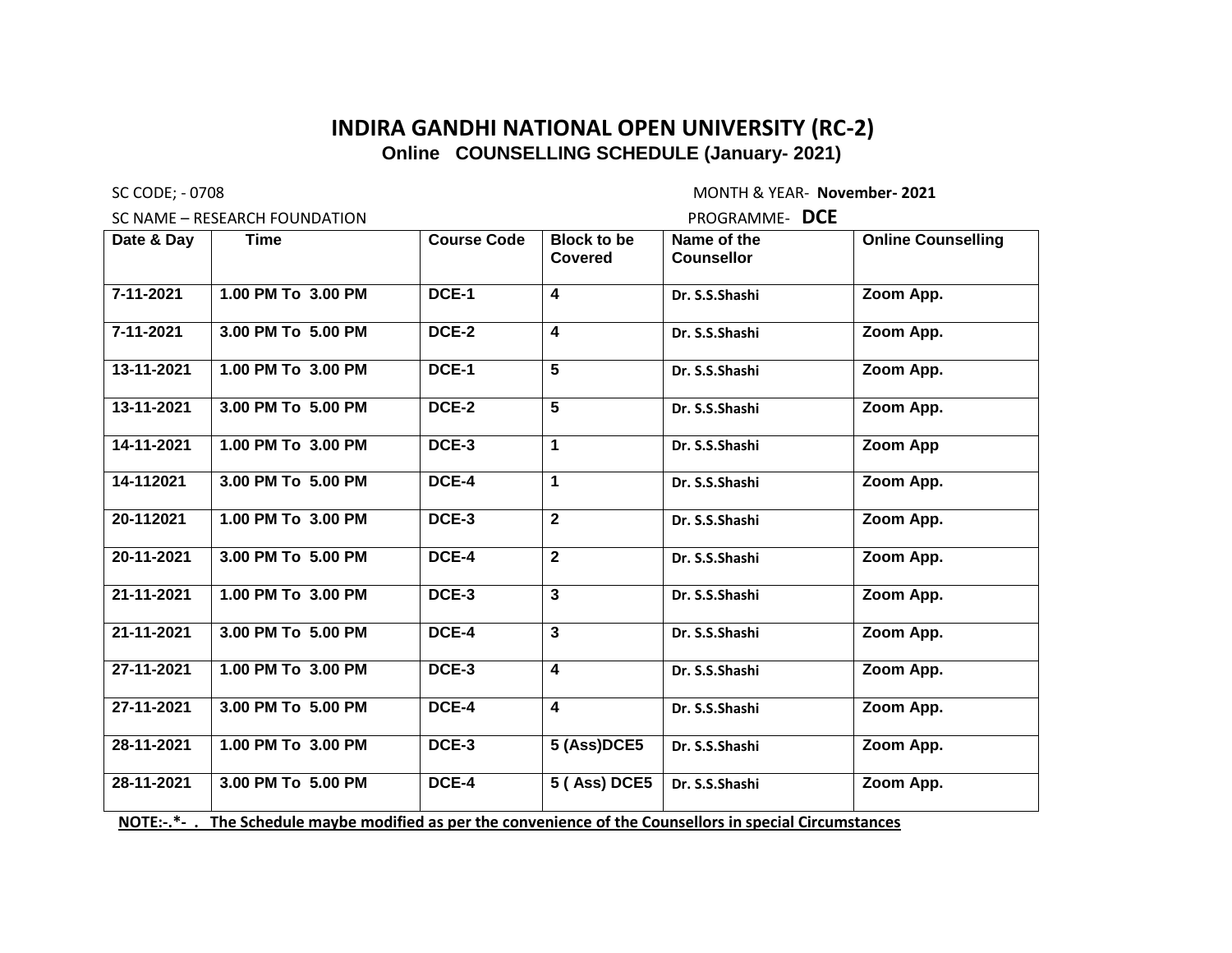# INDIRA GANDHI NATIONAL OPEN UNIVERSITY (RC-2)

## Online COUNSELLING SCHEDULE (January- 2021)

SC CODE; - 0708 MONTH & YEAR- **November- 2021**

SC NAME – RESEARCH FOUNDATION PROGRAMME- **DCE**

| Date & Day | Time | Course Code | Block to be Covered | Name of the Counsellor | Online Counselling |
|---|---|---|---|---|---|
| 7-11-2021 | 1.00 PM To 3.00 PM | DCE-1 | 4 | Dr. S.S.Shashi | Zoom App. |
| 7-11-2021 | 3.00 PM To 5.00 PM | DCE-2 | 4 | Dr. S.S.Shashi | Zoom App. |
| 13-11-2021 | 1.00 PM To 3.00 PM | DCE-1 | 5 | Dr. S.S.Shashi | Zoom App. |
| 13-11-2021 | 3.00 PM To 5.00 PM | DCE-2 | 5 | Dr. S.S.Shashi | Zoom App. |
| 14-11-2021 | 1.00 PM To 3.00 PM | DCE-3 | 1 | Dr. S.S.Shashi | Zoom App |
| 14-112021 | 3.00 PM To 5.00 PM | DCE-4 | 1 | Dr. S.S.Shashi | Zoom App. |
| 20-112021 | 1.00 PM To 3.00 PM | DCE-3 | 2 | Dr. S.S.Shashi | Zoom App. |
| 20-11-2021 | 3.00 PM To 5.00 PM | DCE-4 | 2 | Dr. S.S.Shashi | Zoom App. |
| 21-11-2021 | 1.00 PM To 3.00 PM | DCE-3 | 3 | Dr. S.S.Shashi | Zoom App. |
| 21-11-2021 | 3.00 PM To 5.00 PM | DCE-4 | 3 | Dr. S.S.Shashi | Zoom App. |
| 27-11-2021 | 1.00 PM To 3.00 PM | DCE-3 | 4 | Dr. S.S.Shashi | Zoom App. |
| 27-11-2021 | 3.00 PM To 5.00 PM | DCE-4 | 4 | Dr. S.S.Shashi | Zoom App. |
| 28-11-2021 | 1.00 PM To 3.00 PM | DCE-3 | 5 (Ass)DCE5 | Dr. S.S.Shashi | Zoom App. |
| 28-11-2021 | 3.00 PM To 5.00 PM | DCE-4 | 5 ( Ass) DCE5 | Dr. S.S.Shashi | Zoom App. |

**NOTE:-.*- . The Schedule maybe modified as per the convenience of the Counsellors in special Circumstances**